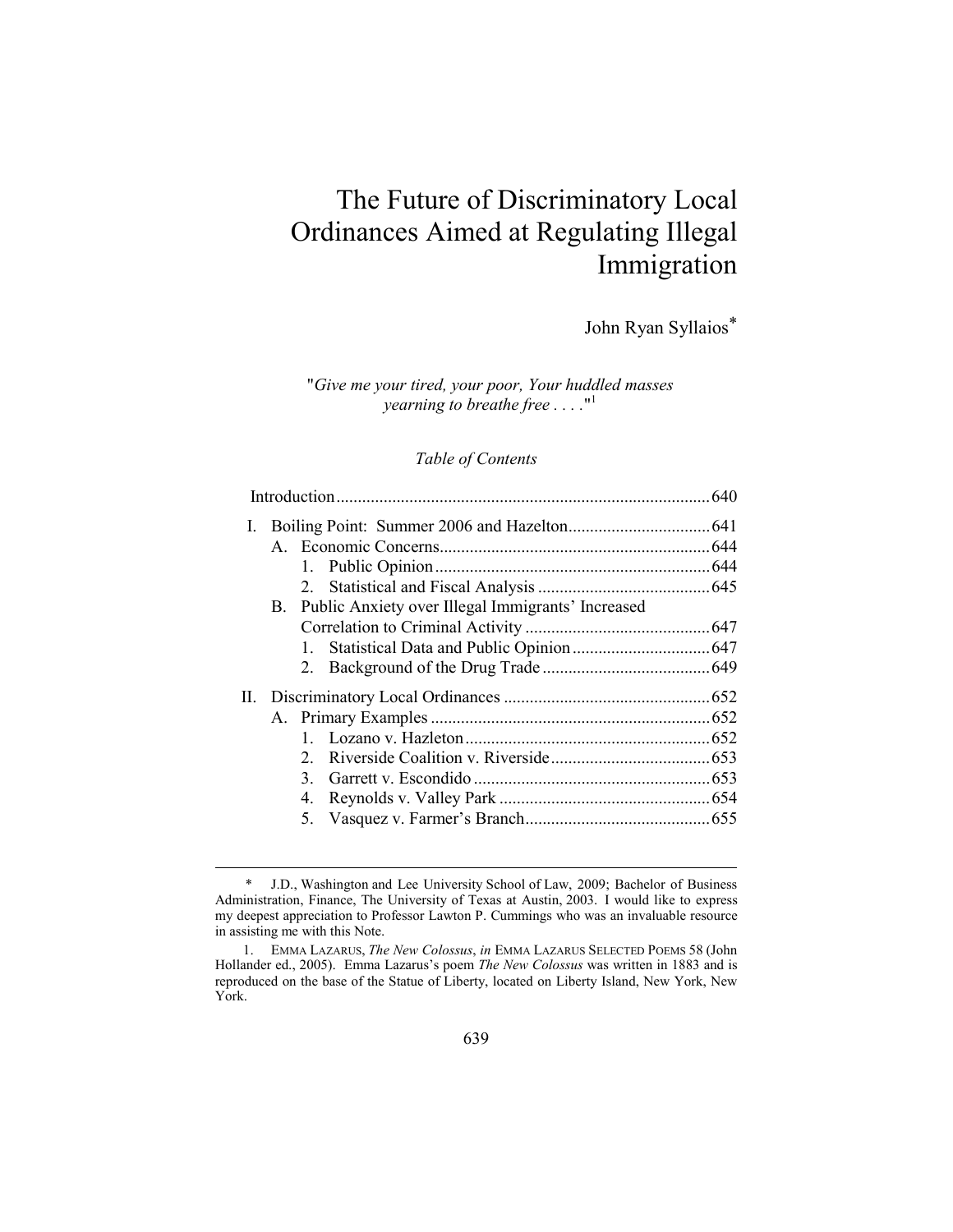# The Future of Discriminatory Local Ordinances Aimed at Regulating Illegal Immigration

John Ryan Syllaios*

"*Give me your tired, your poor, Your huddled masses yearning to breathe free . . . .*"[1]

*Table of Contents*

Introduction ..... 640

I. Boiling Point: Summer 2006 and Hazelton ..... 641
   A. Economic Concerns ..... 644
      1. Public Opinion ..... 644
      2. Statistical and Fiscal Analysis ..... 645
   B. Public Anxiety over Illegal Immigrants' Increased Correlation to Criminal Activity ..... 647
      1. Statistical Data and Public Opinion ..... 647
      2. Background of the Drug Trade ..... 649

II. Discriminatory Local Ordinances ..... 652
   A. Primary Examples ..... 652
      1. Lozano v. Hazleton ..... 652
      2. Riverside Coalition v. Riverside ..... 653
      3. Garrett v. Escondido ..... 653
      4. Reynolds v. Valley Park ..... 654
      5. Vasquez v. Farmer's Branch ..... 655

---

\* J.D., Washington and Lee University School of Law, 2009; Bachelor of Business Administration, Finance, The University of Texas at Austin, 2003. I would like to express my deepest appreciation to Professor Lawton P. Cummings who was an invaluable resource in assisting me with this Note.

1. EMMA LAZARUS, *The New Colossus*, *in* EMMA LAZARUS SELECTED POEMS 58 (John Hollander ed., 2005). Emma Lazarus's poem *The New Colossus* was written in 1883 and is reproduced on the base of the Statue of Liberty, located on Liberty Island, New York, New York.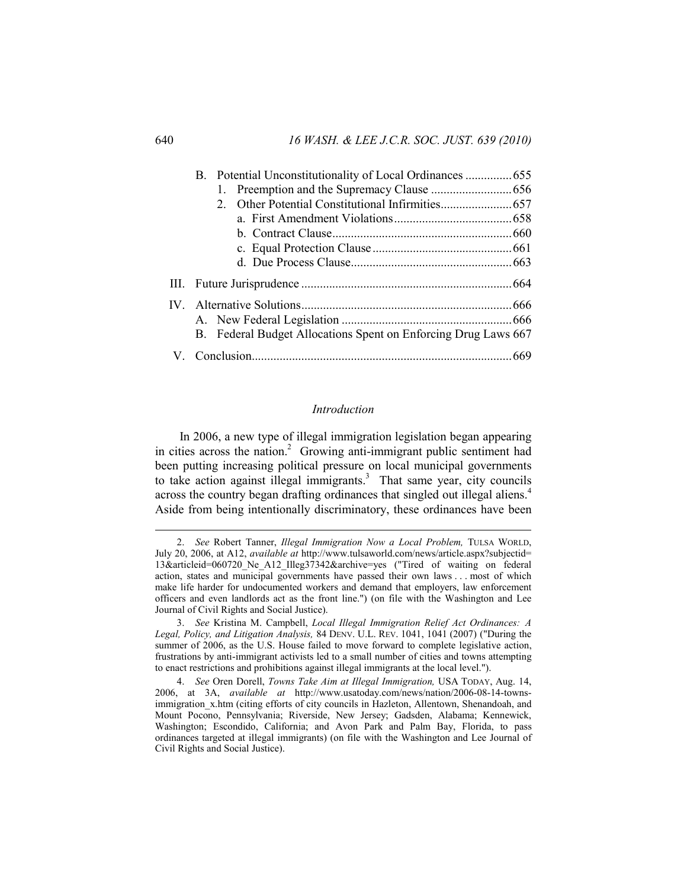- B. Potential Unconstitutionality of Local Ordinances ............... 655
  - 1. Preemption and the Supremacy Clause .......................... 656
  - 2. Other Potential Constitutional Infirmities....................... 657
    - a. First Amendment Violations...................................... 658
    - b. Contract Clause.......................................................... 660
    - c. Equal Protection Clause ............................................ 661
    - d. Due Process Clause.................................................... 663

III. Future Jurisprudence ................................................................... 664

IV. Alternative Solutions................................................................... 666
- A. New Federal Legislation ...................................................... 666
- B. Federal Budget Allocations Spent on Enforcing Drug Laws 667

V. Conclusion................................................................................... 669

*Introduction*

In 2006, a new type of illegal immigration legislation began appearing in cities across the nation.[2] Growing anti-immigrant public sentiment had been putting increasing political pressure on local municipal governments to take action against illegal immigrants.[3] That same year, city councils across the country began drafting ordinances that singled out illegal aliens.[4] Aside from being intentionally discriminatory, these ordinances have been

---

2. *See* Robert Tanner, *Illegal Immigration Now a Local Problem,* TULSA WORLD, July 20, 2006, at A12, *available at* http://www.tulsaworld.com/news/article.aspx?subjectid=13&articleid=060720_Ne_A12_Illeg37342&archive=yes ("Tired of waiting on federal action, states and municipal governments have passed their own laws . . . most of which make life harder for undocumented workers and demand that employers, law enforcement officers and even landlords act as the front line.") (on file with the Washington and Lee Journal of Civil Rights and Social Justice).

3. *See* Kristina M. Campbell, *Local Illegal Immigration Relief Act Ordinances: A Legal, Policy, and Litigation Analysis,* 84 DENV. U.L. REV. 1041, 1041 (2007) ("During the summer of 2006, as the U.S. House failed to move forward to complete legislative action, frustrations by anti-immigrant activists led to a small number of cities and towns attempting to enact restrictions and prohibitions against illegal immigrants at the local level.").

4. *See* Oren Dorell, *Towns Take Aim at Illegal Immigration,* USA TODAY, Aug. 14, 2006, at 3A, *available at* http://www.usatoday.com/news/nation/2006-08-14-towns-immigration_x.htm (citing efforts of city councils in Hazleton, Allentown, Shenandoah, and Mount Pocono, Pennsylvania; Riverside, New Jersey; Gadsden, Alabama; Kennewick, Washington; Escondido, California; and Avon Park and Palm Bay, Florida, to pass ordinances targeted at illegal immigrants) (on file with the Washington and Lee Journal of Civil Rights and Social Justice).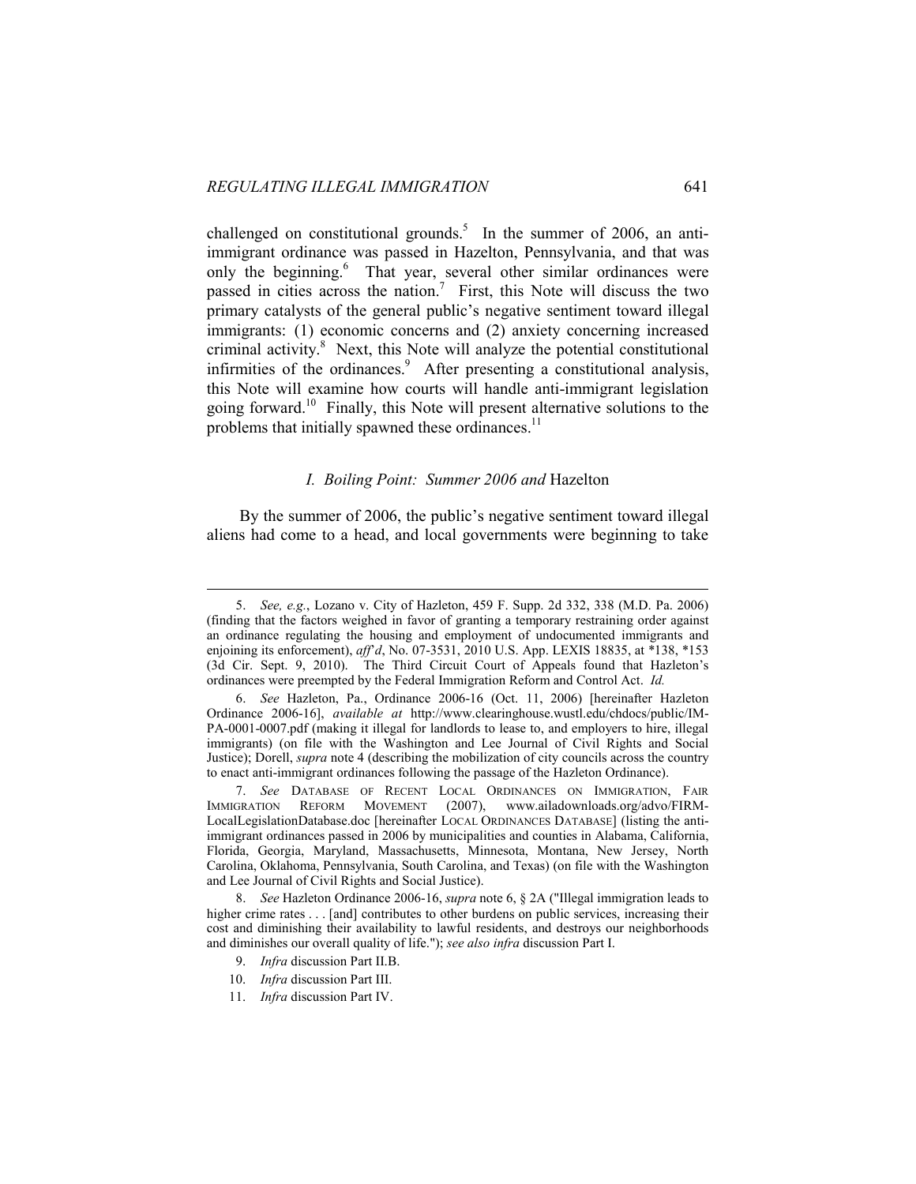challenged on constitutional grounds.[5] In the summer of 2006, an anti-immigrant ordinance was passed in Hazelton, Pennsylvania, and that was only the beginning.[6] That year, several other similar ordinances were passed in cities across the nation.[7] First, this Note will discuss the two primary catalysts of the general public's negative sentiment toward illegal immigrants: (1) economic concerns and (2) anxiety concerning increased criminal activity.[8] Next, this Note will analyze the potential constitutional infirmities of the ordinances.[9] After presenting a constitutional analysis, this Note will examine how courts will handle anti-immigrant legislation going forward.[10] Finally, this Note will present alternative solutions to the problems that initially spawned these ordinances.[11]

### *I. Boiling Point: Summer 2006 and* Hazelton

By the summer of 2006, the public's negative sentiment toward illegal aliens had come to a head, and local governments were beginning to take

---

5. *See, e.g.*, Lozano v. City of Hazleton, 459 F. Supp. 2d 332, 338 (M.D. Pa. 2006) (finding that the factors weighed in favor of granting a temporary restraining order against an ordinance regulating the housing and employment of undocumented immigrants and enjoining its enforcement), *aff'd*, No. 07-3531, 2010 U.S. App. LEXIS 18835, at *138, *153 (3d Cir. Sept. 9, 2010). The Third Circuit Court of Appeals found that Hazleton's ordinances were preempted by the Federal Immigration Reform and Control Act. *Id.*

6. *See* Hazleton, Pa., Ordinance 2006-16 (Oct. 11, 2006) [hereinafter Hazleton Ordinance 2006-16], *available at* http://www.clearinghouse.wustl.edu/chdocs/public/IM-PA-0001-0007.pdf (making it illegal for landlords to lease to, and employers to hire, illegal immigrants) (on file with the Washington and Lee Journal of Civil Rights and Social Justice); Dorell, *supra* note 4 (describing the mobilization of city councils across the country to enact anti-immigrant ordinances following the passage of the Hazleton Ordinance).

7. *See* DATABASE OF RECENT LOCAL ORDINANCES ON IMMIGRATION, FAIR IMMIGRATION REFORM MOVEMENT (2007), www.ailadownloads.org/advo/FIRM-LocalLegislationDatabase.doc [hereinafter LOCAL ORDINANCES DATABASE] (listing the anti-immigrant ordinances passed in 2006 by municipalities and counties in Alabama, California, Florida, Georgia, Maryland, Massachusetts, Minnesota, Montana, New Jersey, North Carolina, Oklahoma, Pennsylvania, South Carolina, and Texas) (on file with the Washington and Lee Journal of Civil Rights and Social Justice).

8. *See* Hazleton Ordinance 2006-16, *supra* note 6, § 2A ("Illegal immigration leads to higher crime rates . . . [and] contributes to other burdens on public services, increasing their cost and diminishing their availability to lawful residents, and destroys our neighborhoods and diminishes our overall quality of life."); *see also infra* discussion Part I.

9. *Infra* discussion Part II.B.

10. *Infra* discussion Part III.

11. *Infra* discussion Part IV.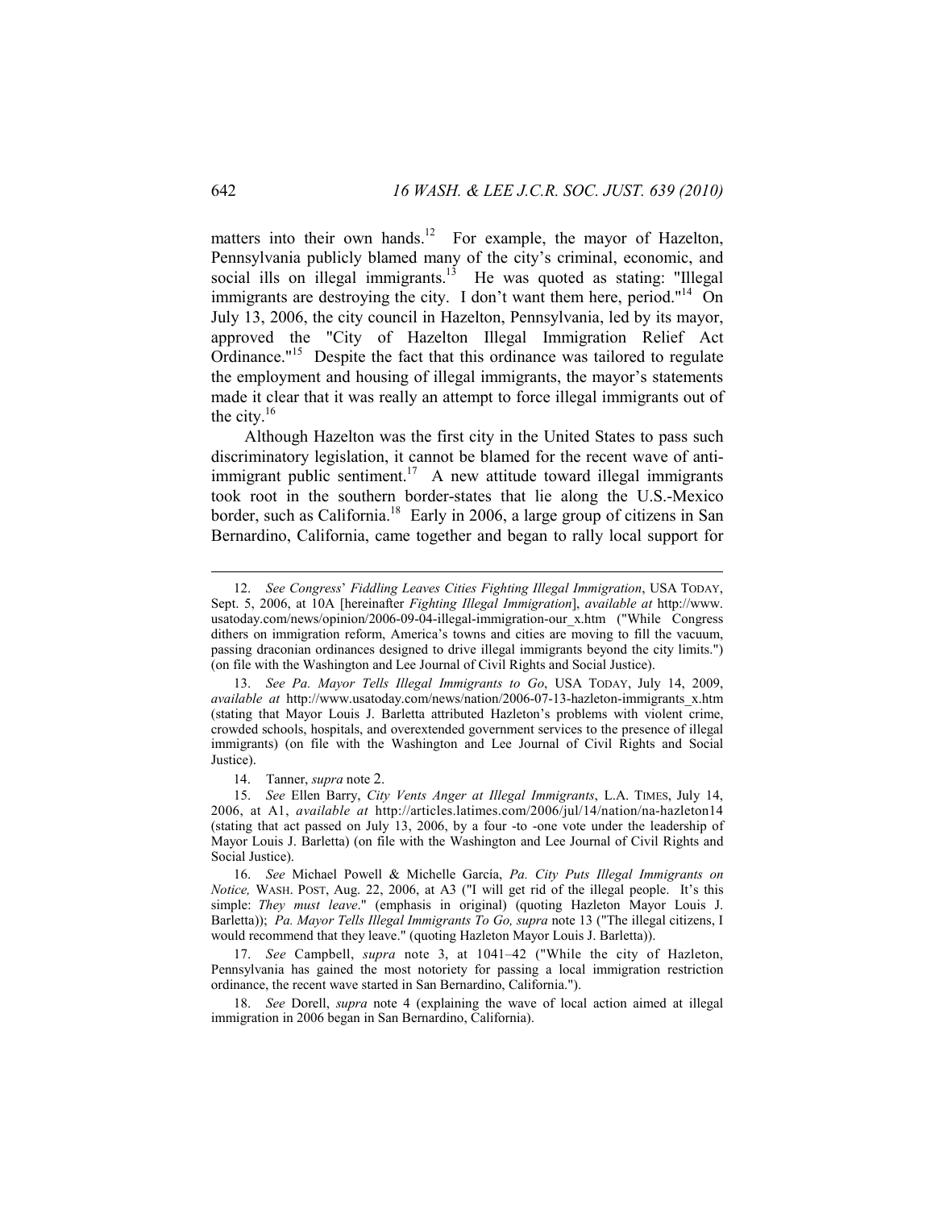matters into their own hands.[12] For example, the mayor of Hazelton, Pennsylvania publicly blamed many of the city's criminal, economic, and social ills on illegal immigrants.[13] He was quoted as stating: "Illegal immigrants are destroying the city. I don't want them here, period."[14] On July 13, 2006, the city council in Hazelton, Pennsylvania, led by its mayor, approved the "City of Hazelton Illegal Immigration Relief Act Ordinance."[15] Despite the fact that this ordinance was tailored to regulate the employment and housing of illegal immigrants, the mayor's statements made it clear that it was really an attempt to force illegal immigrants out of the city.[16]

Although Hazelton was the first city in the United States to pass such discriminatory legislation, it cannot be blamed for the recent wave of anti-immigrant public sentiment.[17] A new attitude toward illegal immigrants took root in the southern border-states that lie along the U.S.-Mexico border, such as California.[18] Early in 2006, a large group of citizens in San Bernardino, California, came together and began to rally local support for

---

12. *See Congress' Fiddling Leaves Cities Fighting Illegal Immigration*, USA TODAY, Sept. 5, 2006, at 10A [hereinafter *Fighting Illegal Immigration*], *available at* http://www.usatoday.com/news/opinion/2006-09-04-illegal-immigration-our_x.htm ("While Congress dithers on immigration reform, America's towns and cities are moving to fill the vacuum, passing draconian ordinances designed to drive illegal immigrants beyond the city limits.") (on file with the Washington and Lee Journal of Civil Rights and Social Justice).

13. *See Pa. Mayor Tells Illegal Immigrants to Go*, USA TODAY, July 14, 2009, *available at* http://www.usatoday.com/news/nation/2006-07-13-hazleton-immigrants_x.htm (stating that Mayor Louis J. Barletta attributed Hazleton's problems with violent crime, crowded schools, hospitals, and overextended government services to the presence of illegal immigrants) (on file with the Washington and Lee Journal of Civil Rights and Social Justice).

14. Tanner, *supra* note 2.

15. *See* Ellen Barry, *City Vents Anger at Illegal Immigrants*, L.A. TIMES, July 14, 2006, at A1, *available at* http://articles.latimes.com/2006/jul/14/nation/na-hazleton14 (stating that act passed on July 13, 2006, by a four -to -one vote under the leadership of Mayor Louis J. Barletta) (on file with the Washington and Lee Journal of Civil Rights and Social Justice).

16. *See* Michael Powell & Michelle García, *Pa. City Puts Illegal Immigrants on Notice,* WASH. POST, Aug. 22, 2006, at A3 ("I will get rid of the illegal people. It's this simple: *They must leave*." (emphasis in original) (quoting Hazleton Mayor Louis J. Barletta)); *Pa. Mayor Tells Illegal Immigrants To Go, supra* note 13 ("The illegal citizens, I would recommend that they leave." (quoting Hazleton Mayor Louis J. Barletta)).

17. *See* Campbell, *supra* note 3, at 1041–42 ("While the city of Hazleton, Pennsylvania has gained the most notoriety for passing a local immigration restriction ordinance, the recent wave started in San Bernardino, California.").

18. *See* Dorell, *supra* note 4 (explaining the wave of local action aimed at illegal immigration in 2006 began in San Bernardino, California).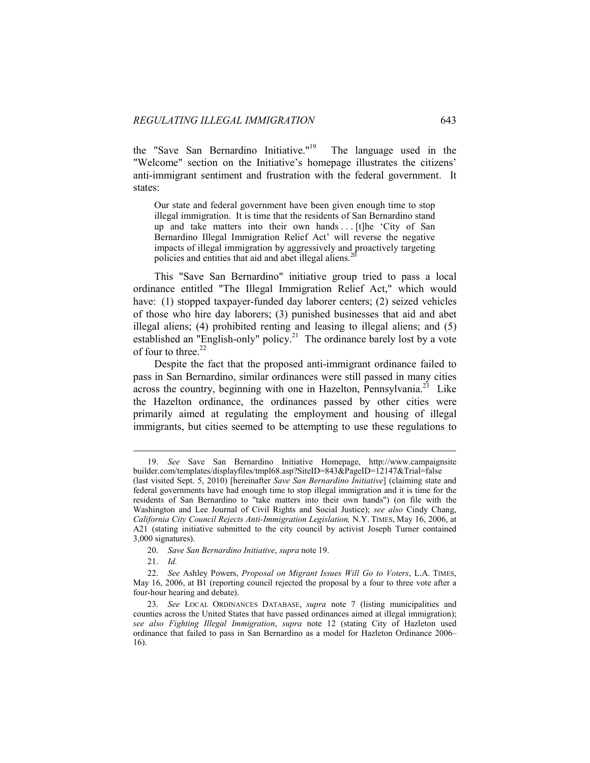the "Save San Bernardino Initiative."[19] The language used in the "Welcome" section on the Initiative's homepage illustrates the citizens' anti-immigrant sentiment and frustration with the federal government. It states:

> Our state and federal government have been given enough time to stop illegal immigration. It is time that the residents of San Bernardino stand up and take matters into their own hands . . . [t]he 'City of San Bernardino Illegal Immigration Relief Act' will reverse the negative impacts of illegal immigration by aggressively and proactively targeting policies and entities that aid and abet illegal aliens.[20]

This "Save San Bernardino" initiative group tried to pass a local ordinance entitled "The Illegal Immigration Relief Act," which would have: (1) stopped taxpayer-funded day laborer centers; (2) seized vehicles of those who hire day laborers; (3) punished businesses that aid and abet illegal aliens; (4) prohibited renting and leasing to illegal aliens; and (5) established an "English-only" policy.[21] The ordinance barely lost by a vote of four to three.[22]

Despite the fact that the proposed anti-immigrant ordinance failed to pass in San Bernardino, similar ordinances were still passed in many cities across the country, beginning with one in Hazelton, Pennsylvania.[23] Like the Hazelton ordinance, the ordinances passed by other cities were primarily aimed at regulating the employment and housing of illegal immigrants, but cities seemed to be attempting to use these regulations to

---

19. *See* Save San Bernardino Initiative Homepage, http://www.campaignsitebuilder.com/templates/displayfiles/tmpl68.asp?SiteID=843&PageID=12147&Trial=false (last visited Sept. 5, 2010) [hereinafter *Save San Bernardino Initiative*] (claiming state and federal governments have had enough time to stop illegal immigration and it is time for the residents of San Bernardino to "take matters into their own hands") (on file with the Washington and Lee Journal of Civil Rights and Social Justice); *see also* Cindy Chang, *California City Council Rejects Anti-Immigration Legislation,* N.Y. TIMES, May 16, 2006, at A21 (stating initiative submitted to the city council by activist Joseph Turner contained 3,000 signatures).

20. *Save San Bernardino Initiative*, *supra* note 19.

21. *Id.*

22. *See* Ashley Powers, *Proposal on Migrant Issues Will Go to Voters*, L.A. TIMES, May 16, 2006, at B1 (reporting council rejected the proposal by a four to three vote after a four-hour hearing and debate).

23. *See* LOCAL ORDINANCES DATABASE, *supra* note 7 (listing municipalities and counties across the United States that have passed ordinances aimed at illegal immigration); *see also Fighting Illegal Immigration*, *supra* note 12 (stating City of Hazleton used ordinance that failed to pass in San Bernardino as a model for Hazleton Ordinance 2006–16).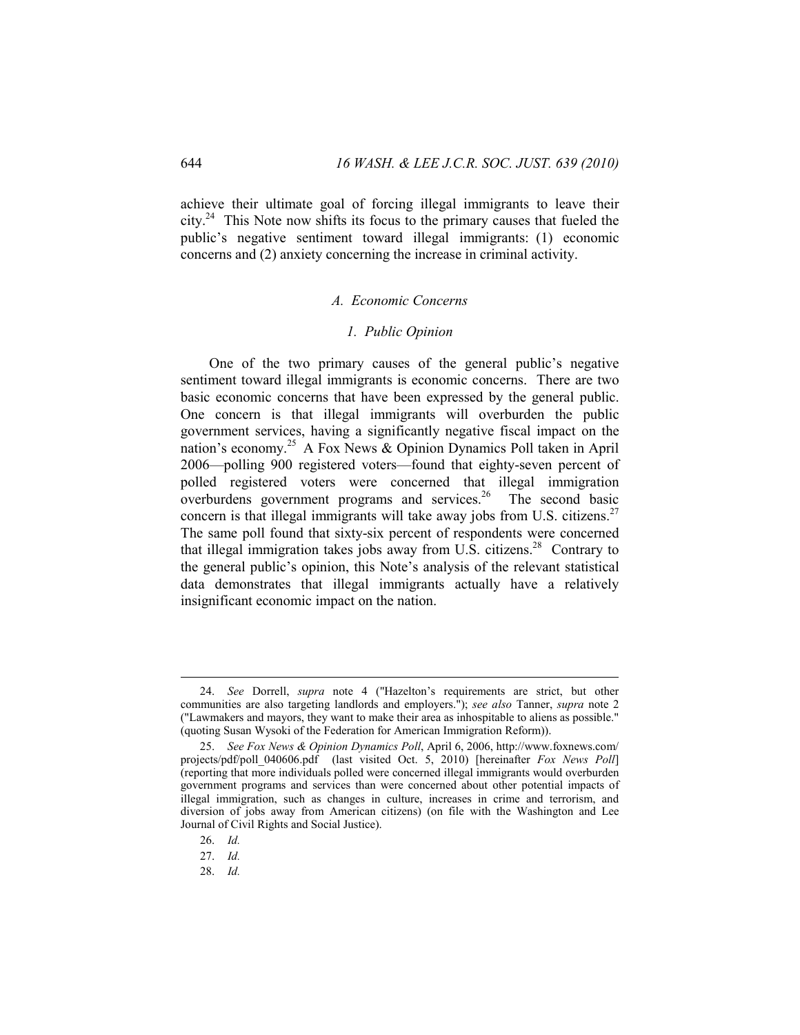achieve their ultimate goal of forcing illegal immigrants to leave their city.[24] This Note now shifts its focus to the primary causes that fueled the public's negative sentiment toward illegal immigrants: (1) economic concerns and (2) anxiety concerning the increase in criminal activity.

### *A. Economic Concerns*

#### *1. Public Opinion*

One of the two primary causes of the general public's negative sentiment toward illegal immigrants is economic concerns. There are two basic economic concerns that have been expressed by the general public. One concern is that illegal immigrants will overburden the public government services, having a significantly negative fiscal impact on the nation's economy.[25] A Fox News & Opinion Dynamics Poll taken in April 2006—polling 900 registered voters—found that eighty-seven percent of polled registered voters were concerned that illegal immigration overburdens government programs and services.[26] The second basic concern is that illegal immigrants will take away jobs from U.S. citizens.[27] The same poll found that sixty-six percent of respondents were concerned that illegal immigration takes jobs away from U.S. citizens.[28] Contrary to the general public's opinion, this Note's analysis of the relevant statistical data demonstrates that illegal immigrants actually have a relatively insignificant economic impact on the nation.

---

24. *See* Dorrell, *supra* note 4 ("Hazelton's requirements are strict, but other communities are also targeting landlords and employers."); *see also* Tanner, *supra* note 2 ("Lawmakers and mayors, they want to make their area as inhospitable to aliens as possible." (quoting Susan Wysoki of the Federation for American Immigration Reform)).

25. *See Fox News & Opinion Dynamics Poll*, April 6, 2006, http://www.foxnews.com/projects/pdf/poll_040606.pdf (last visited Oct. 5, 2010) [hereinafter *Fox News Poll*] (reporting that more individuals polled were concerned illegal immigrants would overburden government programs and services than were concerned about other potential impacts of illegal immigration, such as changes in culture, increases in crime and terrorism, and diversion of jobs away from American citizens) (on file with the Washington and Lee Journal of Civil Rights and Social Justice).

26. *Id.*

27. *Id.*

28. *Id.*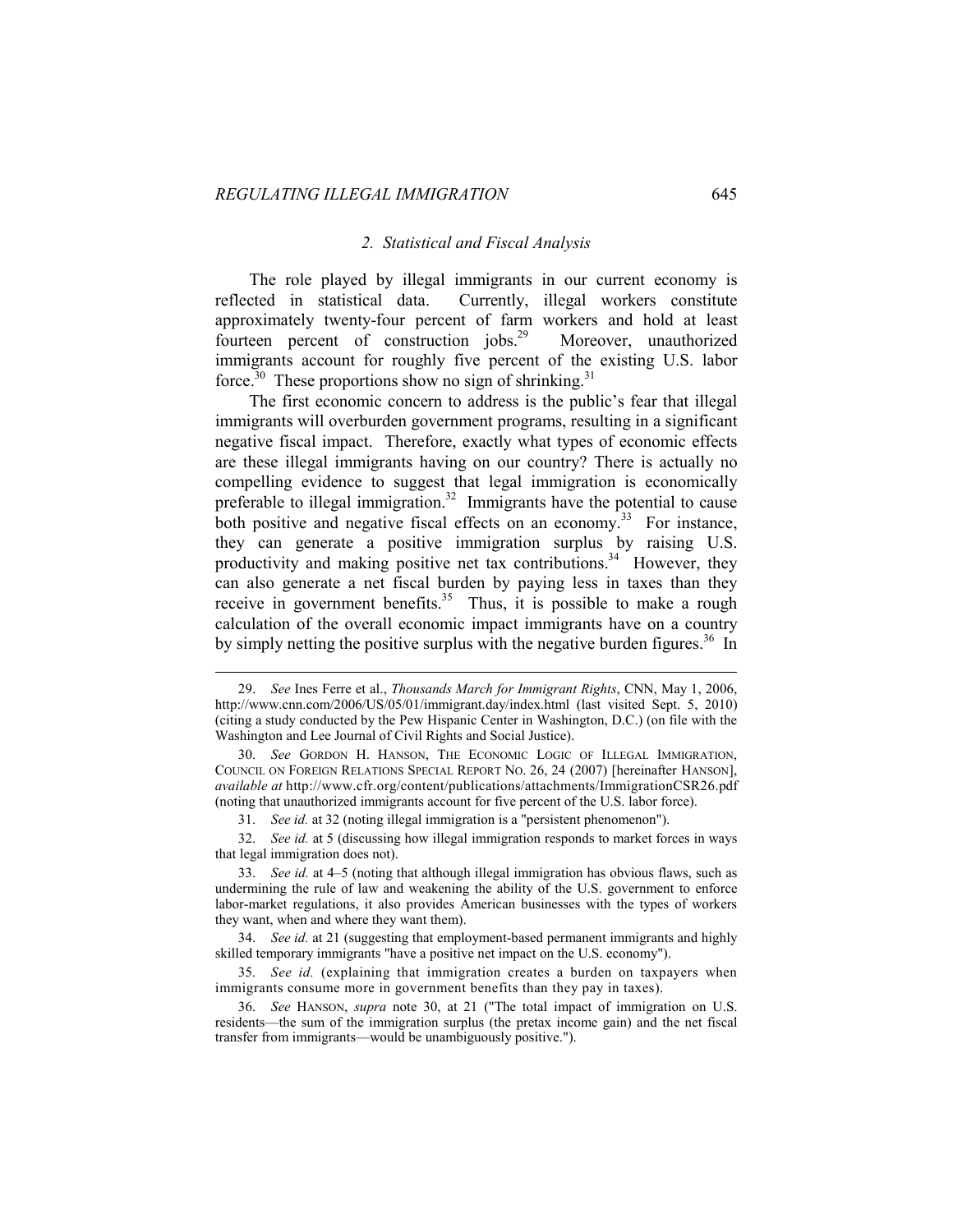### *2. Statistical and Fiscal Analysis*

The role played by illegal immigrants in our current economy is reflected in statistical data. Currently, illegal workers constitute approximately twenty-four percent of farm workers and hold at least fourteen percent of construction jobs.[29] Moreover, unauthorized immigrants account for roughly five percent of the existing U.S. labor force.[30] These proportions show no sign of shrinking.[31]

The first economic concern to address is the public's fear that illegal immigrants will overburden government programs, resulting in a significant negative fiscal impact. Therefore, exactly what types of economic effects are these illegal immigrants having on our country? There is actually no compelling evidence to suggest that legal immigration is economically preferable to illegal immigration.[32] Immigrants have the potential to cause both positive and negative fiscal effects on an economy.[33] For instance, they can generate a positive immigration surplus by raising U.S. productivity and making positive net tax contributions.[34] However, they can also generate a net fiscal burden by paying less in taxes than they receive in government benefits.[35] Thus, it is possible to make a rough calculation of the overall economic impact immigrants have on a country by simply netting the positive surplus with the negative burden figures.[36] In

---

29. *See* Ines Ferre et al., *Thousands March for Immigrant Rights*, CNN, May 1, 2006, http://www.cnn.com/2006/US/05/01/immigrant.day/index.html (last visited Sept. 5, 2010) (citing a study conducted by the Pew Hispanic Center in Washington, D.C.) (on file with the Washington and Lee Journal of Civil Rights and Social Justice).

30. *See* GORDON H. HANSON, THE ECONOMIC LOGIC OF ILLEGAL IMMIGRATION, COUNCIL ON FOREIGN RELATIONS SPECIAL REPORT NO. 26, 24 (2007) [hereinafter HANSON], *available at* http://www.cfr.org/content/publications/attachments/ImmigrationCSR26.pdf (noting that unauthorized immigrants account for five percent of the U.S. labor force).

31. *See id.* at 32 (noting illegal immigration is a "persistent phenomenon").

32. *See id.* at 5 (discussing how illegal immigration responds to market forces in ways that legal immigration does not).

33. *See id.* at 4–5 (noting that although illegal immigration has obvious flaws, such as undermining the rule of law and weakening the ability of the U.S. government to enforce labor-market regulations, it also provides American businesses with the types of workers they want, when and where they want them).

34. *See id.* at 21 (suggesting that employment-based permanent immigrants and highly skilled temporary immigrants "have a positive net impact on the U.S. economy").

35. *See id.* (explaining that immigration creates a burden on taxpayers when immigrants consume more in government benefits than they pay in taxes).

36. *See* HANSON, *supra* note 30, at 21 ("The total impact of immigration on U.S. residents—the sum of the immigration surplus (the pretax income gain) and the net fiscal transfer from immigrants—would be unambiguously positive.").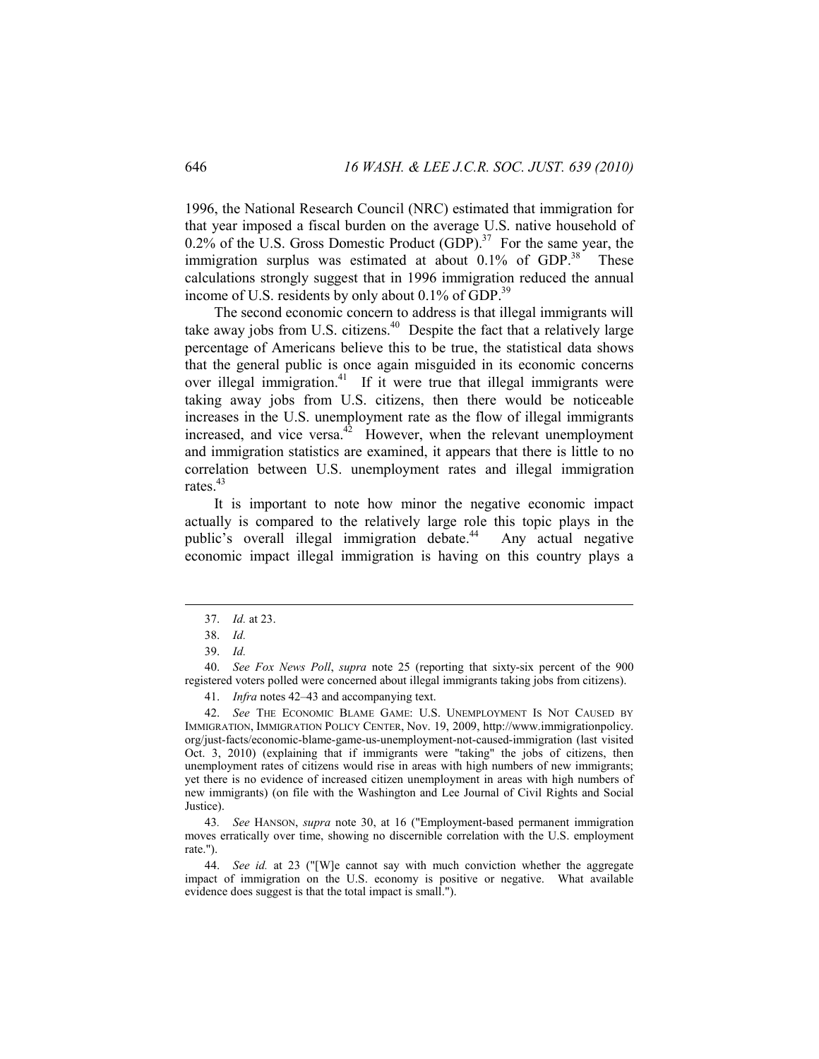1996, the National Research Council (NRC) estimated that immigration for that year imposed a fiscal burden on the average U.S. native household of 0.2% of the U.S. Gross Domestic Product (GDP).[37] For the same year, the immigration surplus was estimated at about 0.1% of GDP.[38] These calculations strongly suggest that in 1996 immigration reduced the annual income of U.S. residents by only about 0.1% of GDP.[39]

The second economic concern to address is that illegal immigrants will take away jobs from U.S. citizens.[40] Despite the fact that a relatively large percentage of Americans believe this to be true, the statistical data shows that the general public is once again misguided in its economic concerns over illegal immigration.[41] If it were true that illegal immigrants were taking away jobs from U.S. citizens, then there would be noticeable increases in the U.S. unemployment rate as the flow of illegal immigrants increased, and vice versa.[42] However, when the relevant unemployment and immigration statistics are examined, it appears that there is little to no correlation between U.S. unemployment rates and illegal immigration rates.[43]

It is important to note how minor the negative economic impact actually is compared to the relatively large role this topic plays in the public's overall illegal immigration debate.[44] Any actual negative economic impact illegal immigration is having on this country plays a

---

37. *Id.* at 23.

38. *Id.*

39. *Id.*

40. *See Fox News Poll*, *supra* note 25 (reporting that sixty-six percent of the 900 registered voters polled were concerned about illegal immigrants taking jobs from citizens).

41. *Infra* notes 42–43 and accompanying text.

42. *See* THE ECONOMIC BLAME GAME: U.S. UNEMPLOYMENT IS NOT CAUSED BY IMMIGRATION, IMMIGRATION POLICY CENTER, Nov. 19, 2009, http://www.immigrationpolicy.org/just-facts/economic-blame-game-us-unemployment-not-caused-immigration (last visited Oct. 3, 2010) (explaining that if immigrants were "taking" the jobs of citizens, then unemployment rates of citizens would rise in areas with high numbers of new immigrants; yet there is no evidence of increased citizen unemployment in areas with high numbers of new immigrants) (on file with the Washington and Lee Journal of Civil Rights and Social Justice).

43. *See* HANSON, *supra* note 30, at 16 ("Employment-based permanent immigration moves erratically over time, showing no discernible correlation with the U.S. employment rate.").

44. *See id.* at 23 ("[W]e cannot say with much conviction whether the aggregate impact of immigration on the U.S. economy is positive or negative. What available evidence does suggest is that the total impact is small.").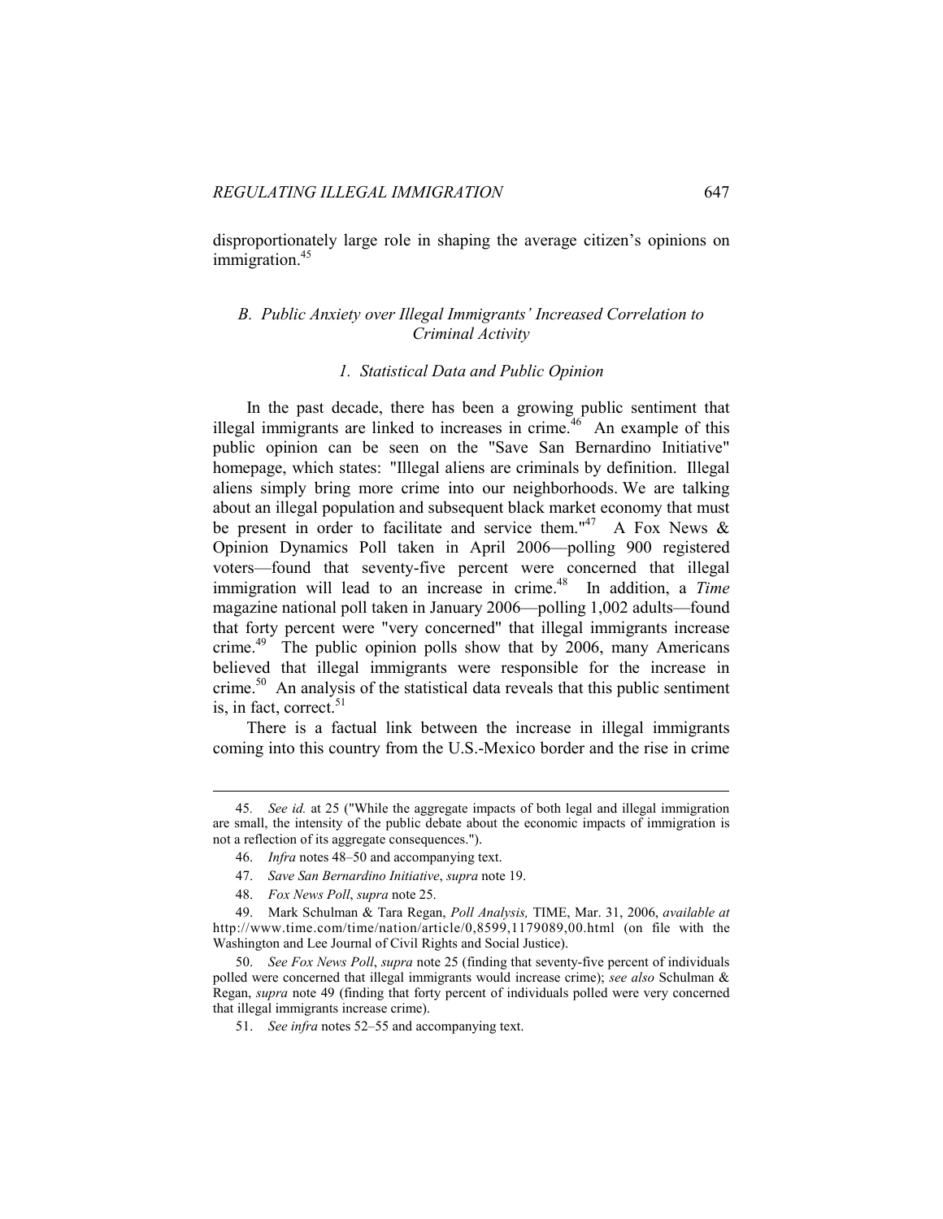disproportionately large role in shaping the average citizen's opinions on immigration.[45]

### *B. Public Anxiety over Illegal Immigrants' Increased Correlation to Criminal Activity*

#### *1. Statistical Data and Public Opinion*

In the past decade, there has been a growing public sentiment that illegal immigrants are linked to increases in crime.[46] An example of this public opinion can be seen on the "Save San Bernardino Initiative" homepage, which states: "Illegal aliens are criminals by definition. Illegal aliens simply bring more crime into our neighborhoods. We are talking about an illegal population and subsequent black market economy that must be present in order to facilitate and service them."[47] A Fox News & Opinion Dynamics Poll taken in April 2006—polling 900 registered voters—found that seventy-five percent were concerned that illegal immigration will lead to an increase in crime.[48] In addition, a *Time* magazine national poll taken in January 2006—polling 1,002 adults—found that forty percent were "very concerned" that illegal immigrants increase crime.[49] The public opinion polls show that by 2006, many Americans believed that illegal immigrants were responsible for the increase in crime.[50] An analysis of the statistical data reveals that this public sentiment is, in fact, correct.[51]

There is a factual link between the increase in illegal immigrants coming into this country from the U.S.-Mexico border and the rise in crime

---

45. *See id.* at 25 ("While the aggregate impacts of both legal and illegal immigration are small, the intensity of the public debate about the economic impacts of immigration is not a reflection of its aggregate consequences.").

46. *Infra* notes 48–50 and accompanying text.

47. *Save San Bernardino Initiative*, *supra* note 19.

48. *Fox News Poll*, *supra* note 25.

49. Mark Schulman & Tara Regan, *Poll Analysis,* TIME, Mar. 31, 2006, *available at* http://www.time.com/time/nation/article/0,8599,1179089,00.html (on file with the Washington and Lee Journal of Civil Rights and Social Justice).

50. *See Fox News Poll*, *supra* note 25 (finding that seventy-five percent of individuals polled were concerned that illegal immigrants would increase crime); *see also* Schulman & Regan, *supra* note 49 (finding that forty percent of individuals polled were very concerned that illegal immigrants increase crime).

51. *See infra* notes 52–55 and accompanying text.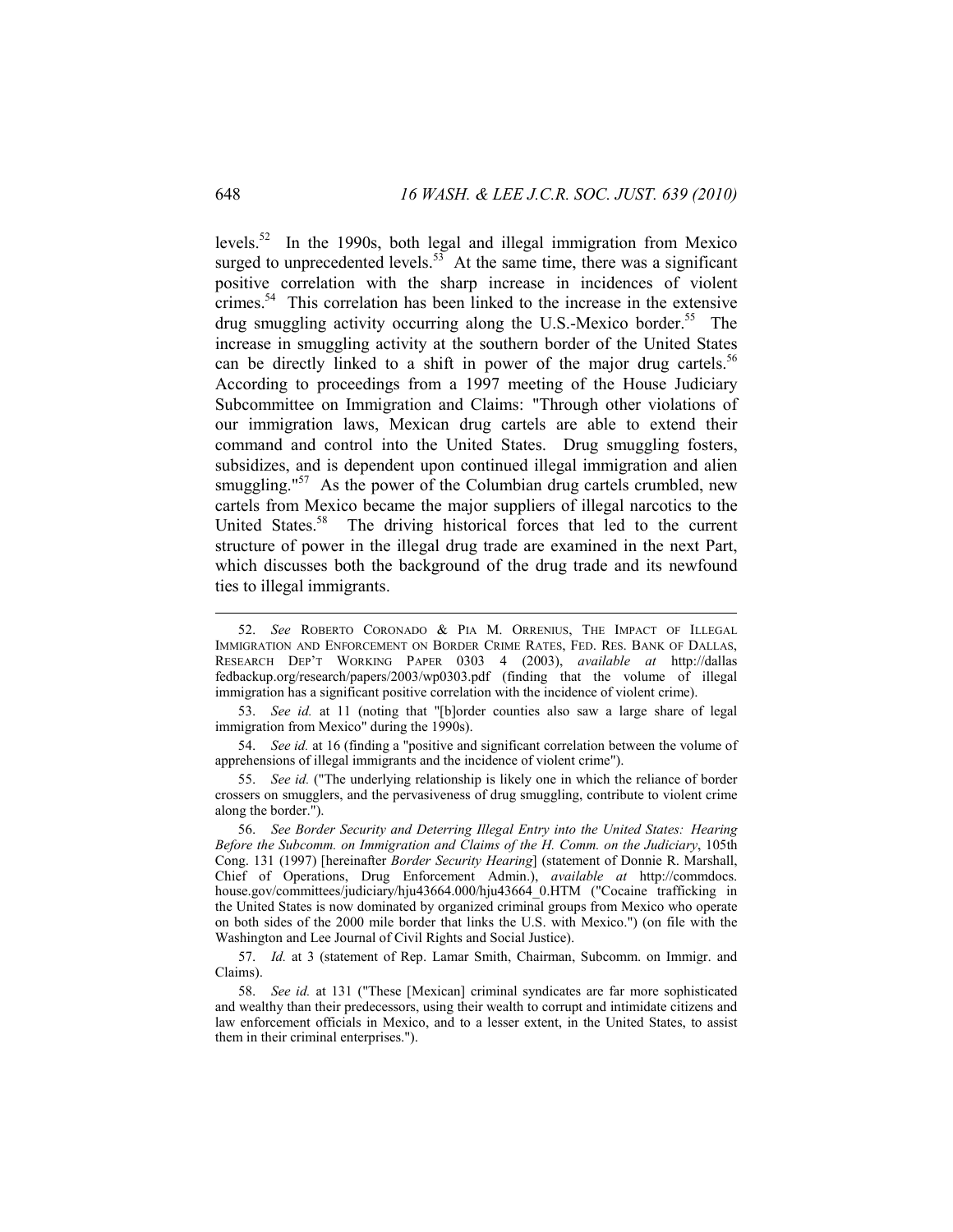levels.[52] In the 1990s, both legal and illegal immigration from Mexico surged to unprecedented levels.[53] At the same time, there was a significant positive correlation with the sharp increase in incidences of violent crimes.[54] This correlation has been linked to the increase in the extensive drug smuggling activity occurring along the U.S.-Mexico border.[55] The increase in smuggling activity at the southern border of the United States can be directly linked to a shift in power of the major drug cartels.[56] According to proceedings from a 1997 meeting of the House Judiciary Subcommittee on Immigration and Claims: "Through other violations of our immigration laws, Mexican drug cartels are able to extend their command and control into the United States. Drug smuggling fosters, subsidizes, and is dependent upon continued illegal immigration and alien smuggling."[57] As the power of the Columbian drug cartels crumbled, new cartels from Mexico became the major suppliers of illegal narcotics to the United States.[58] The driving historical forces that led to the current structure of power in the illegal drug trade are examined in the next Part, which discusses both the background of the drug trade and its newfound ties to illegal immigrants.

---

52. *See* ROBERTO CORONADO & PIA M. ORRENIUS, THE IMPACT OF ILLEGAL IMMIGRATION AND ENFORCEMENT ON BORDER CRIME RATES, FED. RES. BANK OF DALLAS, RESEARCH DEP'T WORKING PAPER 0303 4 (2003), *available at* http://dallasfedbackup.org/research/papers/2003/wp0303.pdf (finding that the volume of illegal immigration has a significant positive correlation with the incidence of violent crime).

53. *See id.* at 11 (noting that "[b]order counties also saw a large share of legal immigration from Mexico" during the 1990s).

54. *See id.* at 16 (finding a "positive and significant correlation between the volume of apprehensions of illegal immigrants and the incidence of violent crime").

55. *See id.* ("The underlying relationship is likely one in which the reliance of border crossers on smugglers, and the pervasiveness of drug smuggling, contribute to violent crime along the border.").

56. *See Border Security and Deterring Illegal Entry into the United States: Hearing Before the Subcomm. on Immigration and Claims of the H. Comm. on the Judiciary*, 105th Cong. 131 (1997) [hereinafter *Border Security Hearing*] (statement of Donnie R. Marshall, Chief of Operations, Drug Enforcement Admin.), *available at* http://commdocs.house.gov/committees/judiciary/hju43664.000/hju43664_0.HTM ("Cocaine trafficking in the United States is now dominated by organized criminal groups from Mexico who operate on both sides of the 2000 mile border that links the U.S. with Mexico.") (on file with the Washington and Lee Journal of Civil Rights and Social Justice).

57. *Id.* at 3 (statement of Rep. Lamar Smith, Chairman, Subcomm. on Immigr. and Claims).

58. *See id.* at 131 ("These [Mexican] criminal syndicates are far more sophisticated and wealthy than their predecessors, using their wealth to corrupt and intimidate citizens and law enforcement officials in Mexico, and to a lesser extent, in the United States, to assist them in their criminal enterprises.").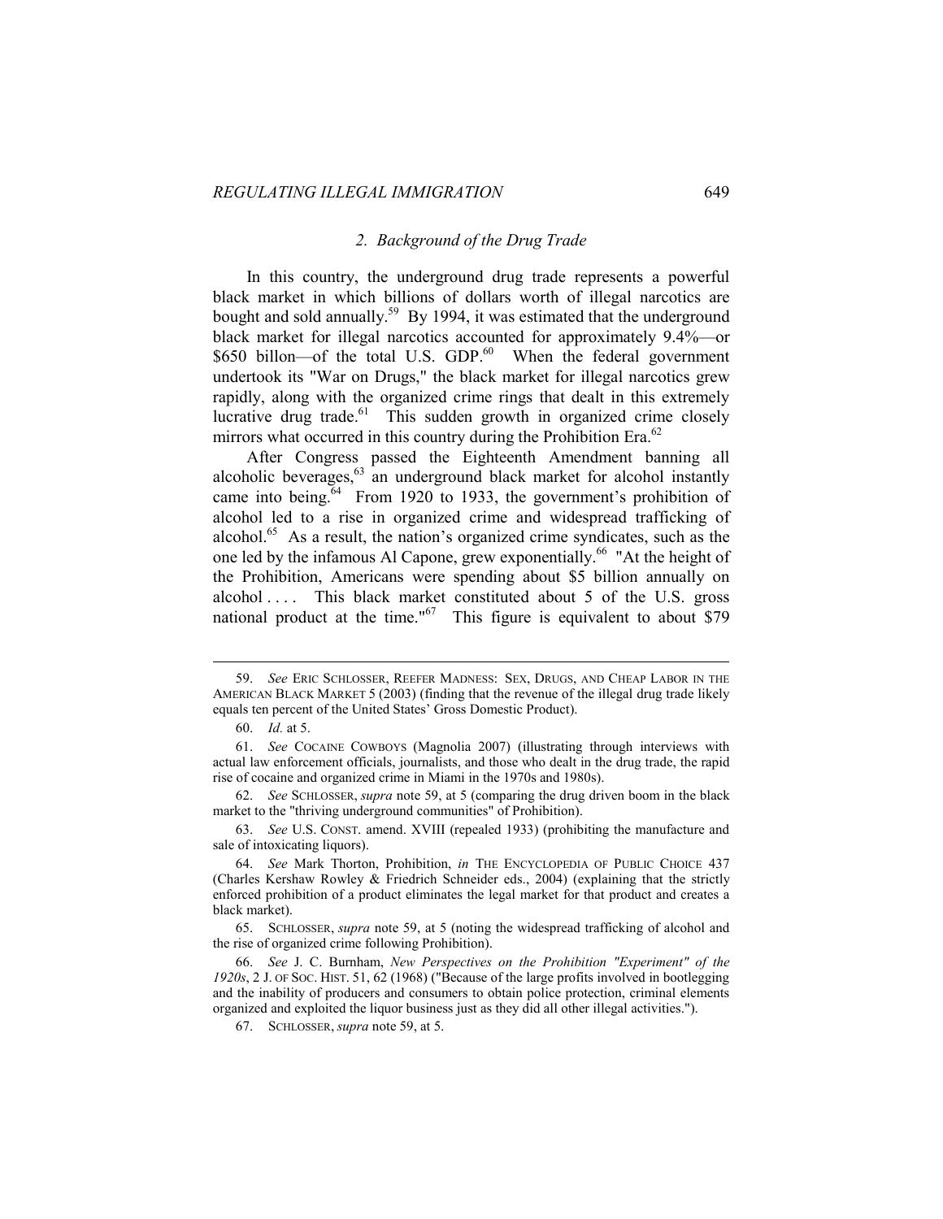### *2. Background of the Drug Trade*

In this country, the underground drug trade represents a powerful black market in which billions of dollars worth of illegal narcotics are bought and sold annually.[59] By 1994, it was estimated that the underground black market for illegal narcotics accounted for approximately 9.4%—or $650 billon—of the total U.S. GDP.[60] When the federal government undertook its "War on Drugs," the black market for illegal narcotics grew rapidly, along with the organized crime rings that dealt in this extremely lucrative drug trade.[61] This sudden growth in organized crime closely mirrors what occurred in this country during the Prohibition Era.[62]

After Congress passed the Eighteenth Amendment banning all alcoholic beverages,[63] an underground black market for alcohol instantly came into being.[64] From 1920 to 1933, the government's prohibition of alcohol led to a rise in organized crime and widespread trafficking of alcohol.[65] As a result, the nation's organized crime syndicates, such as the one led by the infamous Al Capone, grew exponentially.[66] "At the height of the Prohibition, Americans were spending about $5 billion annually on alcohol . . . . This black market constituted about 5 of the U.S. gross national product at the time."[67] This figure is equivalent to about $79

---

59. *See* ERIC SCHLOSSER, REEFER MADNESS: SEX, DRUGS, AND CHEAP LABOR IN THE AMERICAN BLACK MARKET 5 (2003) (finding that the revenue of the illegal drug trade likely equals ten percent of the United States' Gross Domestic Product).

60. *Id.* at 5.

61. *See* COCAINE COWBOYS (Magnolia 2007) (illustrating through interviews with actual law enforcement officials, journalists, and those who dealt in the drug trade, the rapid rise of cocaine and organized crime in Miami in the 1970s and 1980s).

62. *See* SCHLOSSER, *supra* note 59, at 5 (comparing the drug driven boom in the black market to the "thriving underground communities" of Prohibition).

63. *See* U.S. CONST. amend. XVIII (repealed 1933) (prohibiting the manufacture and sale of intoxicating liquors).

64. *See* Mark Thorton, Prohibition, *in* THE ENCYCLOPEDIA OF PUBLIC CHOICE 437 (Charles Kershaw Rowley & Friedrich Schneider eds., 2004) (explaining that the strictly enforced prohibition of a product eliminates the legal market for that product and creates a black market).

65. SCHLOSSER, *supra* note 59, at 5 (noting the widespread trafficking of alcohol and the rise of organized crime following Prohibition).

66. *See* J. C. Burnham, *New Perspectives on the Prohibition "Experiment" of the 1920s*, 2 J. OF SOC. HIST. 51, 62 (1968) ("Because of the large profits involved in bootlegging and the inability of producers and consumers to obtain police protection, criminal elements organized and exploited the liquor business just as they did all other illegal activities.").

67. SCHLOSSER, *supra* note 59, at 5.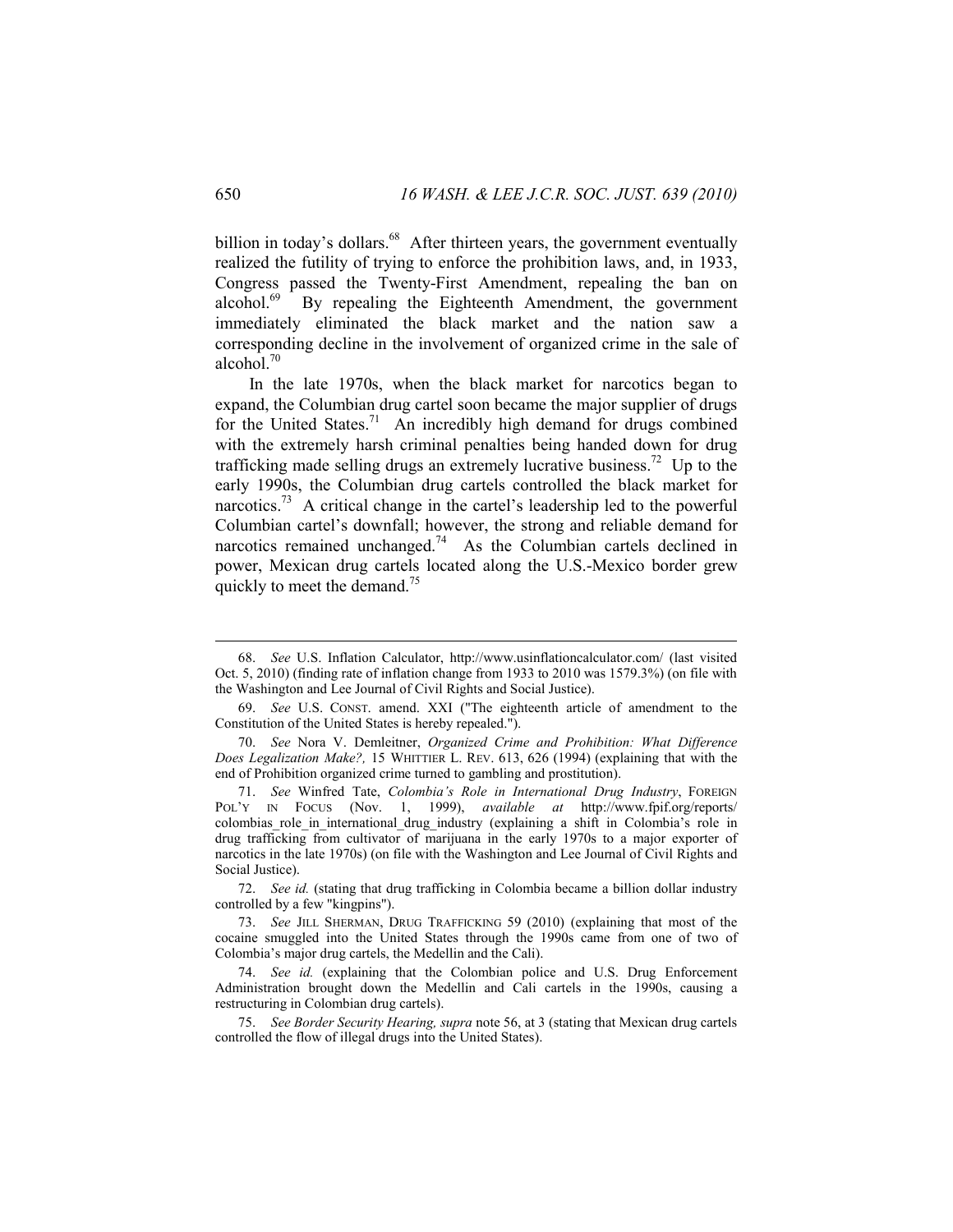billion in today's dollars.[68] After thirteen years, the government eventually realized the futility of trying to enforce the prohibition laws, and, in 1933, Congress passed the Twenty-First Amendment, repealing the ban on alcohol.[69] By repealing the Eighteenth Amendment, the government immediately eliminated the black market and the nation saw a corresponding decline in the involvement of organized crime in the sale of alcohol.[70]

In the late 1970s, when the black market for narcotics began to expand, the Columbian drug cartel soon became the major supplier of drugs for the United States.[71] An incredibly high demand for drugs combined with the extremely harsh criminal penalties being handed down for drug trafficking made selling drugs an extremely lucrative business.[72] Up to the early 1990s, the Columbian drug cartels controlled the black market for narcotics.[73] A critical change in the cartel's leadership led to the powerful Columbian cartel's downfall; however, the strong and reliable demand for narcotics remained unchanged.[74] As the Columbian cartels declined in power, Mexican drug cartels located along the U.S.-Mexico border grew quickly to meet the demand.[75]

---

68. *See* U.S. Inflation Calculator, http://www.usinflationcalculator.com/ (last visited Oct. 5, 2010) (finding rate of inflation change from 1933 to 2010 was 1579.3%) (on file with the Washington and Lee Journal of Civil Rights and Social Justice).

69. *See* U.S. CONST. amend. XXI ("The eighteenth article of amendment to the Constitution of the United States is hereby repealed.").

70. *See* Nora V. Demleitner, *Organized Crime and Prohibition: What Difference Does Legalization Make?*, 15 WHITTIER L. REV. 613, 626 (1994) (explaining that with the end of Prohibition organized crime turned to gambling and prostitution).

71. *See* Winfred Tate, *Colombia's Role in International Drug Industry*, FOREIGN POL'Y IN FOCUS (Nov. 1, 1999), *available at* http://www.fpif.org/reports/colombias_role_in_international_drug_industry (explaining a shift in Colombia's role in drug trafficking from cultivator of marijuana in the early 1970s to a major exporter of narcotics in the late 1970s) (on file with the Washington and Lee Journal of Civil Rights and Social Justice).

72. *See id.* (stating that drug trafficking in Colombia became a billion dollar industry controlled by a few "kingpins").

73. *See* JILL SHERMAN, DRUG TRAFFICKING 59 (2010) (explaining that most of the cocaine smuggled into the United States through the 1990s came from one of two of Colombia's major drug cartels, the Medellin and the Cali).

74. *See id.* (explaining that the Colombian police and U.S. Drug Enforcement Administration brought down the Medellin and Cali cartels in the 1990s, causing a restructuring in Colombian drug cartels).

75. *See Border Security Hearing*, *supra* note 56, at 3 (stating that Mexican drug cartels controlled the flow of illegal drugs into the United States).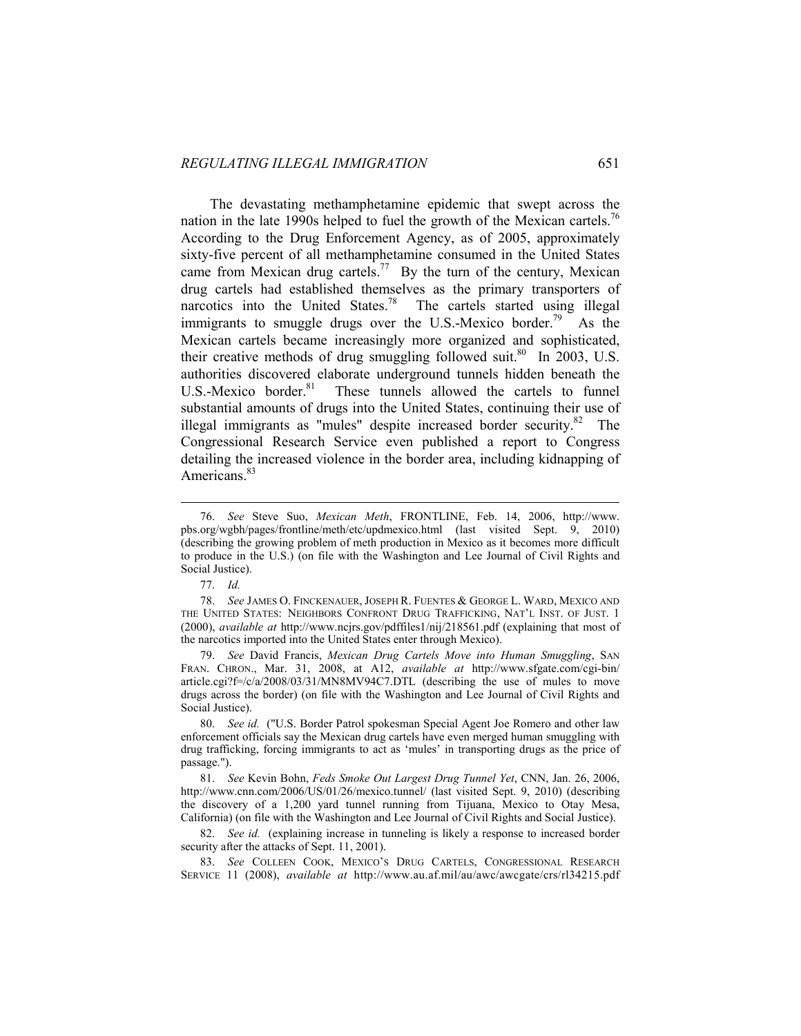The devastating methamphetamine epidemic that swept across the nation in the late 1990s helped to fuel the growth of the Mexican cartels.[76] According to the Drug Enforcement Agency, as of 2005, approximately sixty-five percent of all methamphetamine consumed in the United States came from Mexican drug cartels.[77] By the turn of the century, Mexican drug cartels had established themselves as the primary transporters of narcotics into the United States.[78] The cartels started using illegal immigrants to smuggle drugs over the U.S.-Mexico border.[79] As the Mexican cartels became increasingly more organized and sophisticated, their creative methods of drug smuggling followed suit.[80] In 2003, U.S. authorities discovered elaborate underground tunnels hidden beneath the U.S.-Mexico border.[81] These tunnels allowed the cartels to funnel substantial amounts of drugs into the United States, continuing their use of illegal immigrants as "mules" despite increased border security.[82] The Congressional Research Service even published a report to Congress detailing the increased violence in the border area, including kidnapping of Americans.[83]

---

76. *See* Steve Suo, *Mexican Meth*, FRONTLINE, Feb. 14, 2006, http://www.pbs.org/wgbh/pages/frontline/meth/etc/updmexico.html (last visited Sept. 9, 2010) (describing the growing problem of meth production in Mexico as it becomes more difficult to produce in the U.S.) (on file with the Washington and Lee Journal of Civil Rights and Social Justice).

77. *Id.*

78. *See* JAMES O. FINCKENAUER, JOSEPH R. FUENTES & GEORGE L. WARD, MEXICO AND THE UNITED STATES: NEIGHBORS CONFRONT DRUG TRAFFICKING, NAT'L INST. OF JUST. 1 (2000), *available at* http://www.ncjrs.gov/pdffiles1/nij/218561.pdf (explaining that most of the narcotics imported into the United States enter through Mexico).

79. *See* David Francis, *Mexican Drug Cartels Move into Human Smuggling*, SAN FRAN. CHRON., Mar. 31, 2008, at A12, *available at* http://www.sfgate.com/cgi-bin/article.cgi?f=/c/a/2008/03/31/MN8MV94C7.DTL (describing the use of mules to move drugs across the border) (on file with the Washington and Lee Journal of Civil Rights and Social Justice).

80. *See id.* ("U.S. Border Patrol spokesman Special Agent Joe Romero and other law enforcement officials say the Mexican drug cartels have even merged human smuggling with drug trafficking, forcing immigrants to act as 'mules' in transporting drugs as the price of passage.").

81. *See* Kevin Bohn, *Feds Smoke Out Largest Drug Tunnel Yet*, CNN, Jan. 26, 2006, http://www.cnn.com/2006/US/01/26/mexico.tunnel/ (last visited Sept. 9, 2010) (describing the discovery of a 1,200 yard tunnel running from Tijuana, Mexico to Otay Mesa, California) (on file with the Washington and Lee Journal of Civil Rights and Social Justice).

82. *See id.* (explaining increase in tunneling is likely a response to increased border security after the attacks of Sept. 11, 2001).

83. *See* COLLEEN COOK, MEXICO'S DRUG CARTELS, CONGRESSIONAL RESEARCH SERVICE 11 (2008), *available at* http://www.au.af.mil/au/awc/awcgate/crs/rl34215.pdf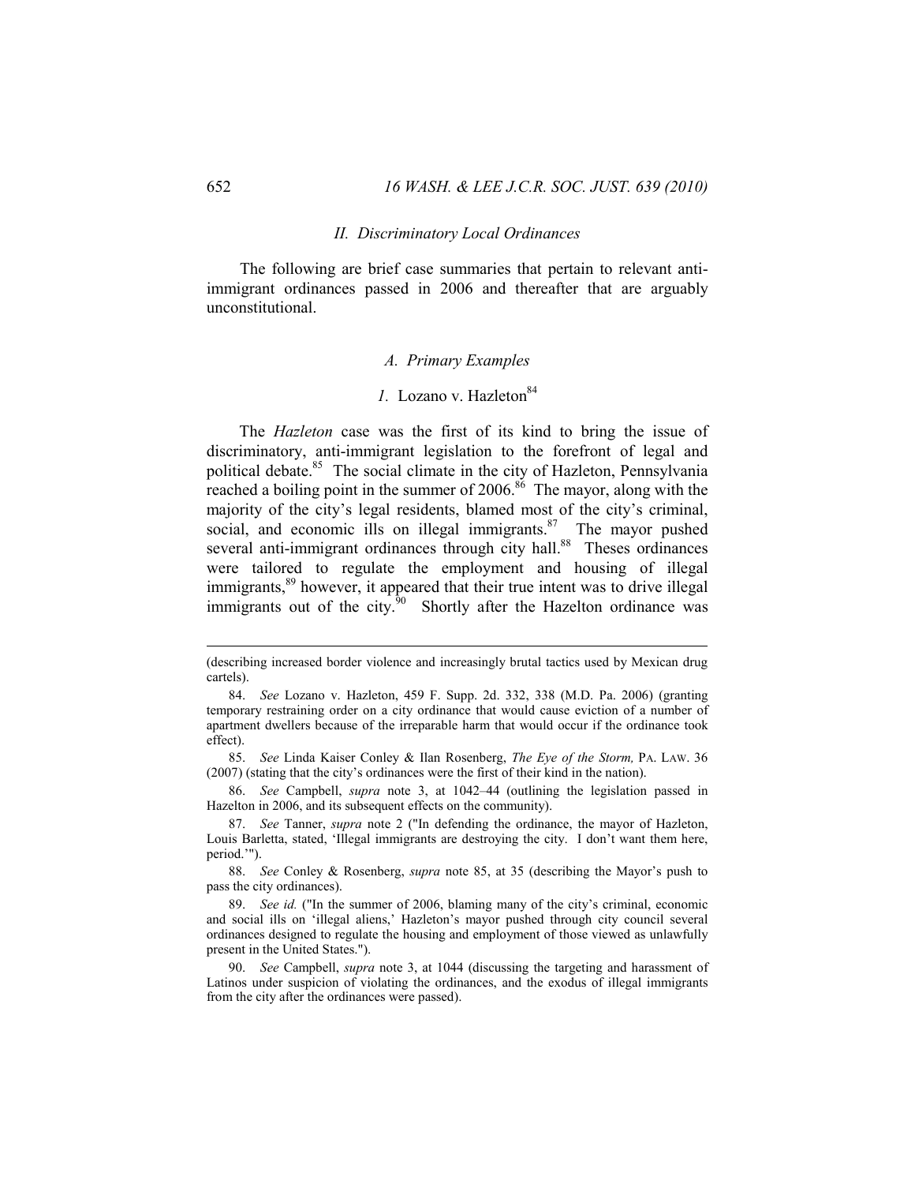## II. *Discriminatory Local Ordinances*

The following are brief case summaries that pertain to relevant anti-immigrant ordinances passed in 2006 and thereafter that are arguably unconstitutional.

### A. *Primary Examples*

#### *1.* Lozano v. Hazleton[84]

The *Hazleton* case was the first of its kind to bring the issue of discriminatory, anti-immigrant legislation to the forefront of legal and political debate.[85] The social climate in the city of Hazleton, Pennsylvania reached a boiling point in the summer of 2006.[86] The mayor, along with the majority of the city's legal residents, blamed most of the city's criminal, social, and economic ills on illegal immigrants.[87] The mayor pushed several anti-immigrant ordinances through city hall.[88] Theses ordinances were tailored to regulate the employment and housing of illegal immigrants,[89] however, it appeared that their true intent was to drive illegal immigrants out of the city.[90] Shortly after the Hazelton ordinance was

---

(describing increased border violence and increasingly brutal tactics used by Mexican drug cartels).

84. *See* Lozano v. Hazleton, 459 F. Supp. 2d. 332, 338 (M.D. Pa. 2006) (granting temporary restraining order on a city ordinance that would cause eviction of a number of apartment dwellers because of the irreparable harm that would occur if the ordinance took effect).

85. *See* Linda Kaiser Conley & Ilan Rosenberg, *The Eye of the Storm,* PA. LAW. 36 (2007) (stating that the city's ordinances were the first of their kind in the nation).

86. *See* Campbell, *supra* note 3, at 1042–44 (outlining the legislation passed in Hazelton in 2006, and its subsequent effects on the community).

87. *See* Tanner, *supra* note 2 ("In defending the ordinance, the mayor of Hazleton, Louis Barletta, stated, 'Illegal immigrants are destroying the city. I don't want them here, period.'").

88. *See* Conley & Rosenberg, *supra* note 85, at 35 (describing the Mayor's push to pass the city ordinances).

89. *See id.* ("In the summer of 2006, blaming many of the city's criminal, economic and social ills on 'illegal aliens,' Hazleton's mayor pushed through city council several ordinances designed to regulate the housing and employment of those viewed as unlawfully present in the United States.").

90. *See* Campbell, *supra* note 3, at 1044 (discussing the targeting and harassment of Latinos under suspicion of violating the ordinances, and the exodus of illegal immigrants from the city after the ordinances were passed).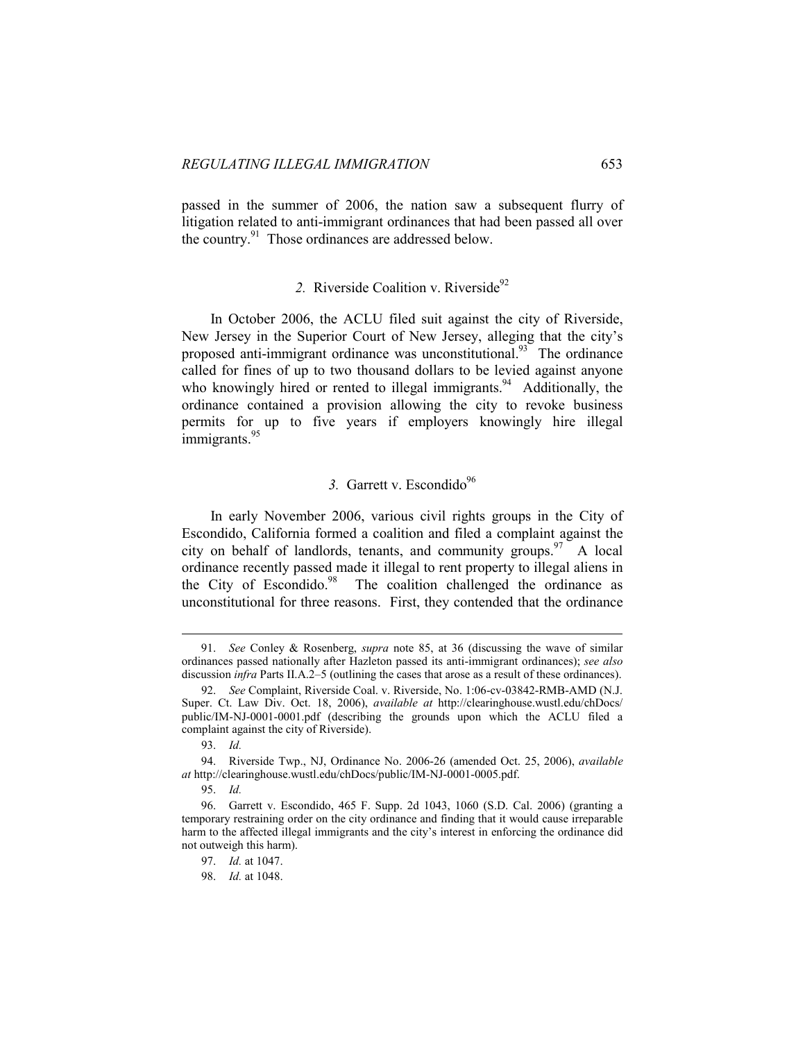passed in the summer of 2006, the nation saw a subsequent flurry of litigation related to anti-immigrant ordinances that had been passed all over the country.[91] Those ordinances are addressed below.

### *2.* Riverside Coalition v. Riverside[92]

In October 2006, the ACLU filed suit against the city of Riverside, New Jersey in the Superior Court of New Jersey, alleging that the city's proposed anti-immigrant ordinance was unconstitutional.[93] The ordinance called for fines of up to two thousand dollars to be levied against anyone who knowingly hired or rented to illegal immigrants.[94] Additionally, the ordinance contained a provision allowing the city to revoke business permits for up to five years if employers knowingly hire illegal immigrants.[95]

### *3.* Garrett v. Escondido[96]

In early November 2006, various civil rights groups in the City of Escondido, California formed a coalition and filed a complaint against the city on behalf of landlords, tenants, and community groups.[97] A local ordinance recently passed made it illegal to rent property to illegal aliens in the City of Escondido.[98] The coalition challenged the ordinance as unconstitutional for three reasons. First, they contended that the ordinance

---

91. *See* Conley & Rosenberg, *supra* note 85, at 36 (discussing the wave of similar ordinances passed nationally after Hazleton passed its anti-immigrant ordinances); *see also* discussion *infra* Parts II.A.2–5 (outlining the cases that arose as a result of these ordinances).

92. *See* Complaint, Riverside Coal. v. Riverside, No. 1:06-cv-03842-RMB-AMD (N.J. Super. Ct. Law Div. Oct. 18, 2006), *available at* http://clearinghouse.wustl.edu/chDocs/public/IM-NJ-0001-0001.pdf (describing the grounds upon which the ACLU filed a complaint against the city of Riverside).

93. *Id.*

94. Riverside Twp., NJ, Ordinance No. 2006-26 (amended Oct. 25, 2006), *available at* http://clearinghouse.wustl.edu/chDocs/public/IM-NJ-0001-0005.pdf.

95. *Id.*

96. Garrett v. Escondido, 465 F. Supp. 2d 1043, 1060 (S.D. Cal. 2006) (granting a temporary restraining order on the city ordinance and finding that it would cause irreparable harm to the affected illegal immigrants and the city's interest in enforcing the ordinance did not outweigh this harm).

97. *Id.* at 1047.

98. *Id.* at 1048.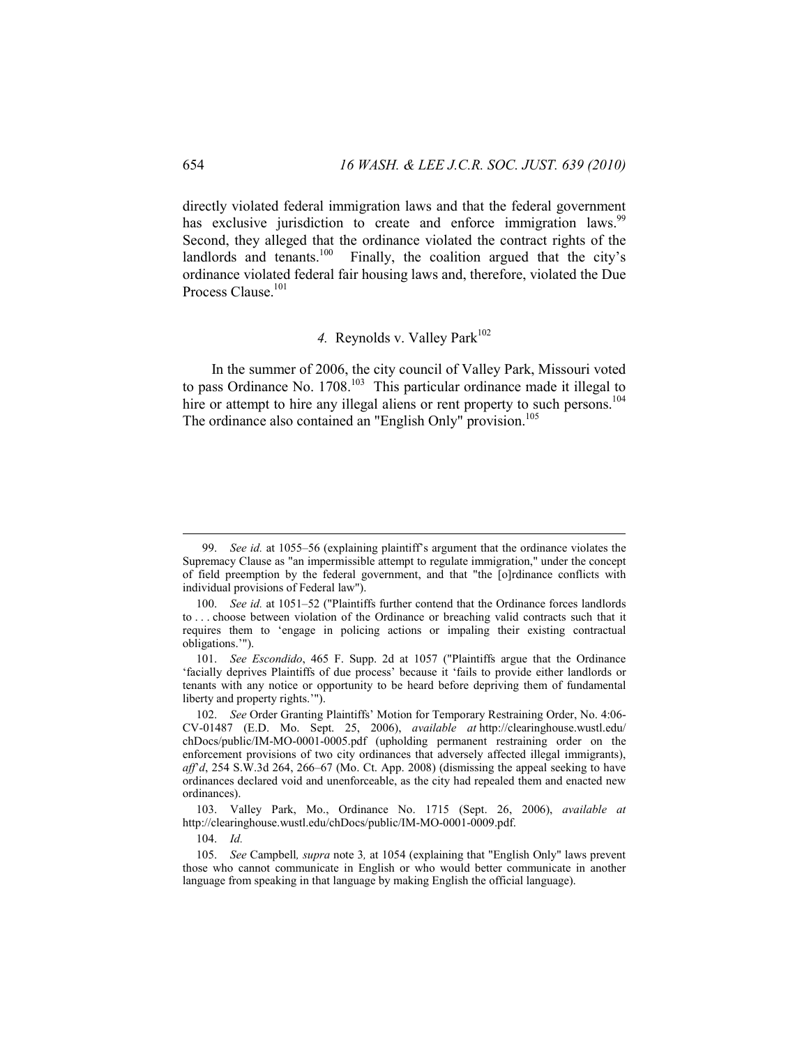directly violated federal immigration laws and that the federal government has exclusive jurisdiction to create and enforce immigration laws.[99] Second, they alleged that the ordinance violated the contract rights of the landlords and tenants.[100] Finally, the coalition argued that the city's ordinance violated federal fair housing laws and, therefore, violated the Due Process Clause.[101]

### *4.* Reynolds v. Valley Park[102]

In the summer of 2006, the city council of Valley Park, Missouri voted to pass Ordinance No. 1708.[103] This particular ordinance made it illegal to hire or attempt to hire any illegal aliens or rent property to such persons.[104] The ordinance also contained an "English Only" provision.[105]

---

99. *See id.* at 1055–56 (explaining plaintiff's argument that the ordinance violates the Supremacy Clause as "an impermissible attempt to regulate immigration," under the concept of field preemption by the federal government, and that "the [o]rdinance conflicts with individual provisions of Federal law").

100. *See id.* at 1051–52 ("Plaintiffs further contend that the Ordinance forces landlords to . . . choose between violation of the Ordinance or breaching valid contracts such that it requires them to 'engage in policing actions or impaling their existing contractual obligations.'").

101. *See Escondido*, 465 F. Supp. 2d at 1057 ("Plaintiffs argue that the Ordinance 'facially deprives Plaintiffs of due process' because it 'fails to provide either landlords or tenants with any notice or opportunity to be heard before depriving them of fundamental liberty and property rights.'").

102. *See* Order Granting Plaintiffs' Motion for Temporary Restraining Order, No. 4:06-CV-01487 (E.D. Mo. Sept. 25, 2006), *available at* http://clearinghouse.wustl.edu/chDocs/public/IM-MO-0001-0005.pdf (upholding permanent restraining order on the enforcement provisions of two city ordinances that adversely affected illegal immigrants), *aff'd*, 254 S.W.3d 264, 266–67 (Mo. Ct. App. 2008) (dismissing the appeal seeking to have ordinances declared void and unenforceable, as the city had repealed them and enacted new ordinances).

103. Valley Park, Mo., Ordinance No. 1715 (Sept. 26, 2006), *available at* http://clearinghouse.wustl.edu/chDocs/public/IM-MO-0001-0009.pdf.

104. *Id.*

105. *See* Campbell*, supra* note 3*,* at 1054 (explaining that "English Only" laws prevent those who cannot communicate in English or who would better communicate in another language from speaking in that language by making English the official language).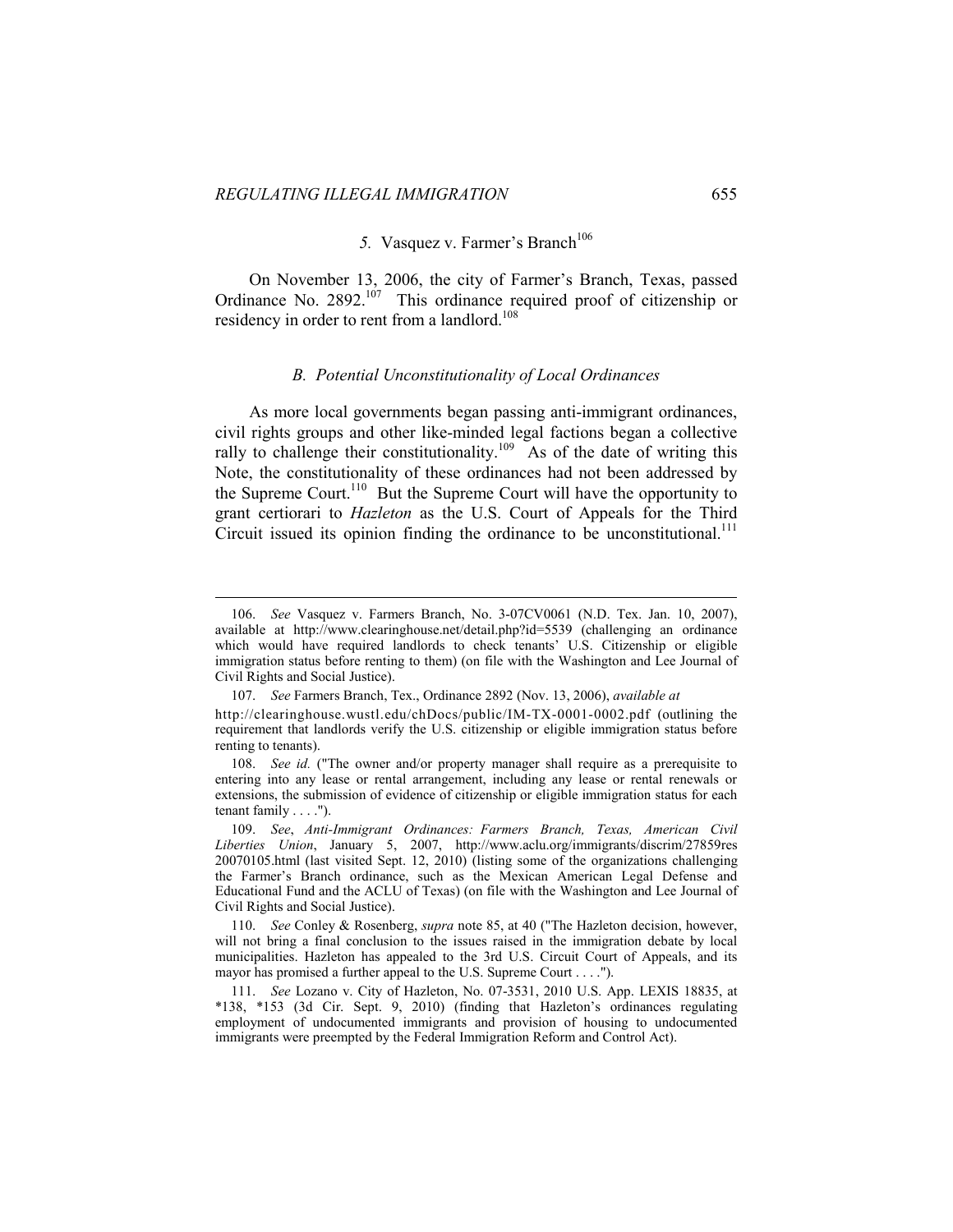### *5.* Vasquez v. Farmer's Branch[106]

On November 13, 2006, the city of Farmer's Branch, Texas, passed Ordinance No. 2892.[107] This ordinance required proof of citizenship or residency in order to rent from a landlord.[108]

## *B. Potential Unconstitutionality of Local Ordinances*

As more local governments began passing anti-immigrant ordinances, civil rights groups and other like-minded legal factions began a collective rally to challenge their constitutionality.[109] As of the date of writing this Note, the constitutionality of these ordinances had not been addressed by the Supreme Court.[110] But the Supreme Court will have the opportunity to grant certiorari to *Hazleton* as the U.S. Court of Appeals for the Third Circuit issued its opinion finding the ordinance to be unconstitutional.[111]

---

106. *See* Vasquez v. Farmers Branch, No. 3-07CV0061 (N.D. Tex. Jan. 10, 2007), available at http://www.clearinghouse.net/detail.php?id=5539 (challenging an ordinance which would have required landlords to check tenants' U.S. Citizenship or eligible immigration status before renting to them) (on file with the Washington and Lee Journal of Civil Rights and Social Justice).

107. *See* Farmers Branch, Tex., Ordinance 2892 (Nov. 13, 2006), *available at* http://clearinghouse.wustl.edu/chDocs/public/IM-TX-0001-0002.pdf (outlining the requirement that landlords verify the U.S. citizenship or eligible immigration status before renting to tenants).

108. *See id.* ("The owner and/or property manager shall require as a prerequisite to entering into any lease or rental arrangement, including any lease or rental renewals or extensions, the submission of evidence of citizenship or eligible immigration status for each tenant family . . . .").

109. *See*, *Anti-Immigrant Ordinances: Farmers Branch, Texas, American Civil Liberties Union*, January 5, 2007, http://www.aclu.org/immigrants/discrim/27859res 20070105.html (last visited Sept. 12, 2010) (listing some of the organizations challenging the Farmer's Branch ordinance, such as the Mexican American Legal Defense and Educational Fund and the ACLU of Texas) (on file with the Washington and Lee Journal of Civil Rights and Social Justice).

110. *See* Conley & Rosenberg, *supra* note 85, at 40 ("The Hazleton decision, however, will not bring a final conclusion to the issues raised in the immigration debate by local municipalities. Hazleton has appealed to the 3rd U.S. Circuit Court of Appeals, and its mayor has promised a further appeal to the U.S. Supreme Court . . . .").

111. *See* Lozano v. City of Hazleton, No. 07-3531, 2010 U.S. App. LEXIS 18835, at *138, *153 (3d Cir. Sept. 9, 2010) (finding that Hazleton's ordinances regulating employment of undocumented immigrants and provision of housing to undocumented immigrants were preempted by the Federal Immigration Reform and Control Act).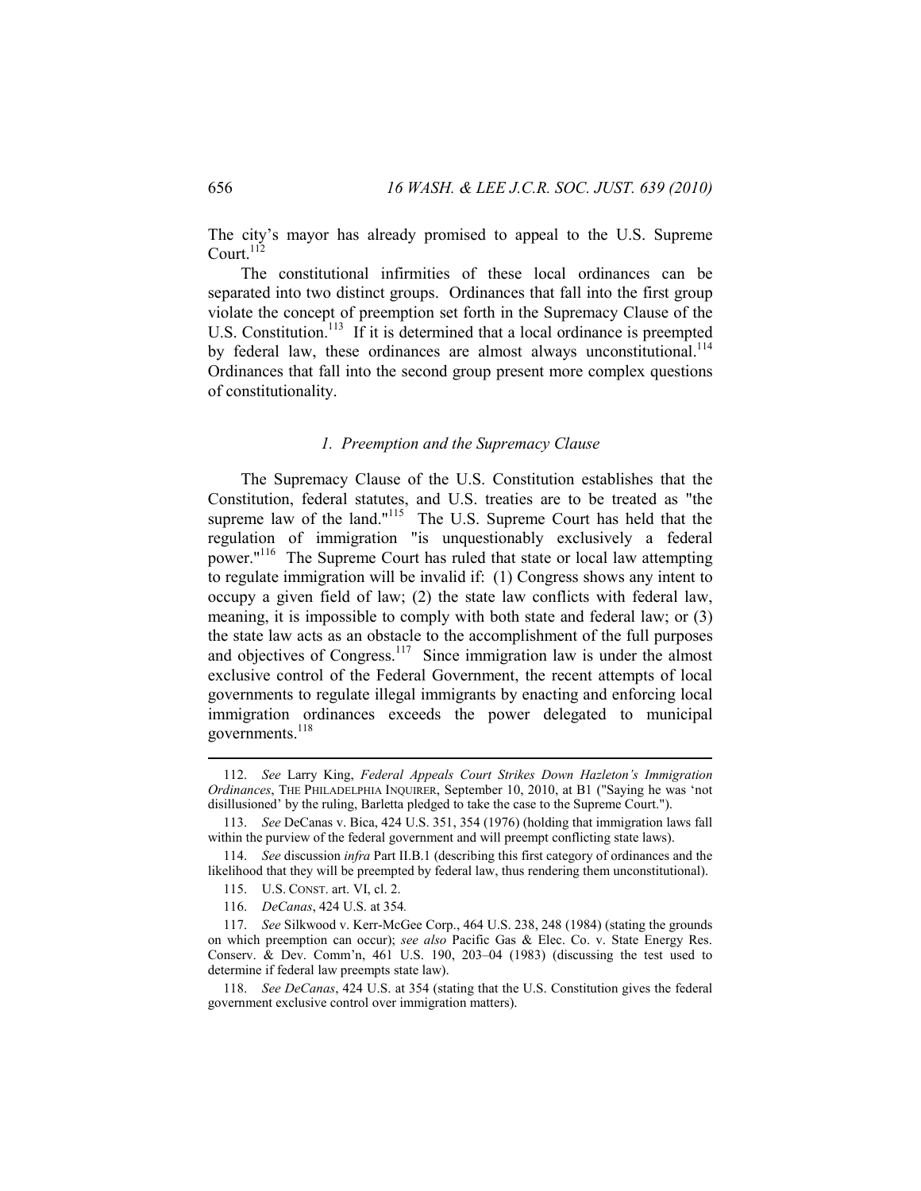The city's mayor has already promised to appeal to the U.S. Supreme Court.[112]

The constitutional infirmities of these local ordinances can be separated into two distinct groups. Ordinances that fall into the first group violate the concept of preemption set forth in the Supremacy Clause of the U.S. Constitution.[113] If it is determined that a local ordinance is preempted by federal law, these ordinances are almost always unconstitutional.[114] Ordinances that fall into the second group present more complex questions of constitutionality.

### *1. Preemption and the Supremacy Clause*

The Supremacy Clause of the U.S. Constitution establishes that the Constitution, federal statutes, and U.S. treaties are to be treated as "the supreme law of the land."[115] The U.S. Supreme Court has held that the regulation of immigration "is unquestionably exclusively a federal power."[116] The Supreme Court has ruled that state or local law attempting to regulate immigration will be invalid if: (1) Congress shows any intent to occupy a given field of law; (2) the state law conflicts with federal law, meaning, it is impossible to comply with both state and federal law; or (3) the state law acts as an obstacle to the accomplishment of the full purposes and objectives of Congress.[117] Since immigration law is under the almost exclusive control of the Federal Government, the recent attempts of local governments to regulate illegal immigrants by enacting and enforcing local immigration ordinances exceeds the power delegated to municipal governments.[118]

---

112. *See* Larry King, *Federal Appeals Court Strikes Down Hazleton's Immigration Ordinances*, THE PHILADELPHIA INQUIRER, September 10, 2010, at B1 ("Saying he was 'not disillusioned' by the ruling, Barletta pledged to take the case to the Supreme Court.").

113. *See* DeCanas v. Bica, 424 U.S. 351, 354 (1976) (holding that immigration laws fall within the purview of the federal government and will preempt conflicting state laws).

114. *See* discussion *infra* Part II.B.1 (describing this first category of ordinances and the likelihood that they will be preempted by federal law, thus rendering them unconstitutional).

115. U.S. CONST. art. VI, cl. 2.

116. *DeCanas*, 424 U.S. at 354.

117. *See* Silkwood v. Kerr-McGee Corp., 464 U.S. 238, 248 (1984) (stating the grounds on which preemption can occur); *see also* Pacific Gas & Elec. Co. v. State Energy Res. Conserv. & Dev. Comm'n, 461 U.S. 190, 203–04 (1983) (discussing the test used to determine if federal law preempts state law).

118. *See DeCanas*, 424 U.S. at 354 (stating that the U.S. Constitution gives the federal government exclusive control over immigration matters).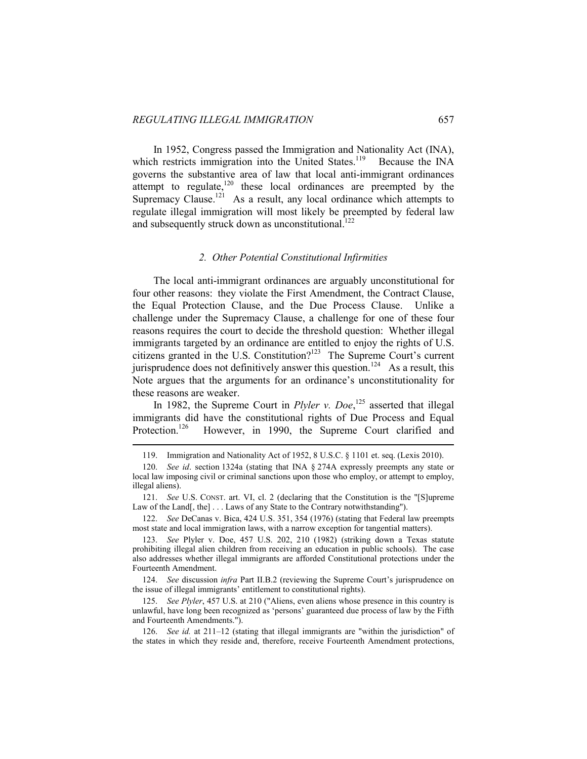In 1952, Congress passed the Immigration and Nationality Act (INA), which restricts immigration into the United States.[119] Because the INA governs the substantive area of law that local anti-immigrant ordinances attempt to regulate,[120] these local ordinances are preempted by the Supremacy Clause.[121] As a result, any local ordinance which attempts to regulate illegal immigration will most likely be preempted by federal law and subsequently struck down as unconstitutional.[122]

### *2. Other Potential Constitutional Infirmities*

The local anti-immigrant ordinances are arguably unconstitutional for four other reasons: they violate the First Amendment, the Contract Clause, the Equal Protection Clause, and the Due Process Clause. Unlike a challenge under the Supremacy Clause, a challenge for one of these four reasons requires the court to decide the threshold question: Whether illegal immigrants targeted by an ordinance are entitled to enjoy the rights of U.S. citizens granted in the U.S. Constitution?[123] The Supreme Court's current jurisprudence does not definitively answer this question.[124] As a result, this Note argues that the arguments for an ordinance's unconstitutionality for these reasons are weaker.

In 1982, the Supreme Court in *Plyler v. Doe*,[125] asserted that illegal immigrants did have the constitutional rights of Due Process and Equal Protection.[126] However, in 1990, the Supreme Court clarified and

---

119. Immigration and Nationality Act of 1952, 8 U.S.C. § 1101 et. seq. (Lexis 2010).

120. *See id*. section 1324a (stating that INA § 274A expressly preempts any state or local law imposing civil or criminal sanctions upon those who employ, or attempt to employ, illegal aliens).

121. *See* U.S. CONST. art. VI, cl. 2 (declaring that the Constitution is the "[S]upreme Law of the Land[, the] . . . Laws of any State to the Contrary notwithstanding").

122. *See* DeCanas v. Bica, 424 U.S. 351, 354 (1976) (stating that Federal law preempts most state and local immigration laws, with a narrow exception for tangential matters).

123. *See* Plyler v. Doe, 457 U.S. 202, 210 (1982) (striking down a Texas statute prohibiting illegal alien children from receiving an education in public schools). The case also addresses whether illegal immigrants are afforded Constitutional protections under the Fourteenth Amendment.

124. *See* discussion *infra* Part II.B.2 (reviewing the Supreme Court's jurisprudence on the issue of illegal immigrants' entitlement to constitutional rights).

125. *See Plyler*, 457 U.S. at 210 ("Aliens, even aliens whose presence in this country is unlawful, have long been recognized as 'persons' guaranteed due process of law by the Fifth and Fourteenth Amendments.").

126. *See id.* at 211–12 (stating that illegal immigrants are "within the jurisdiction" of the states in which they reside and, therefore, receive Fourteenth Amendment protections,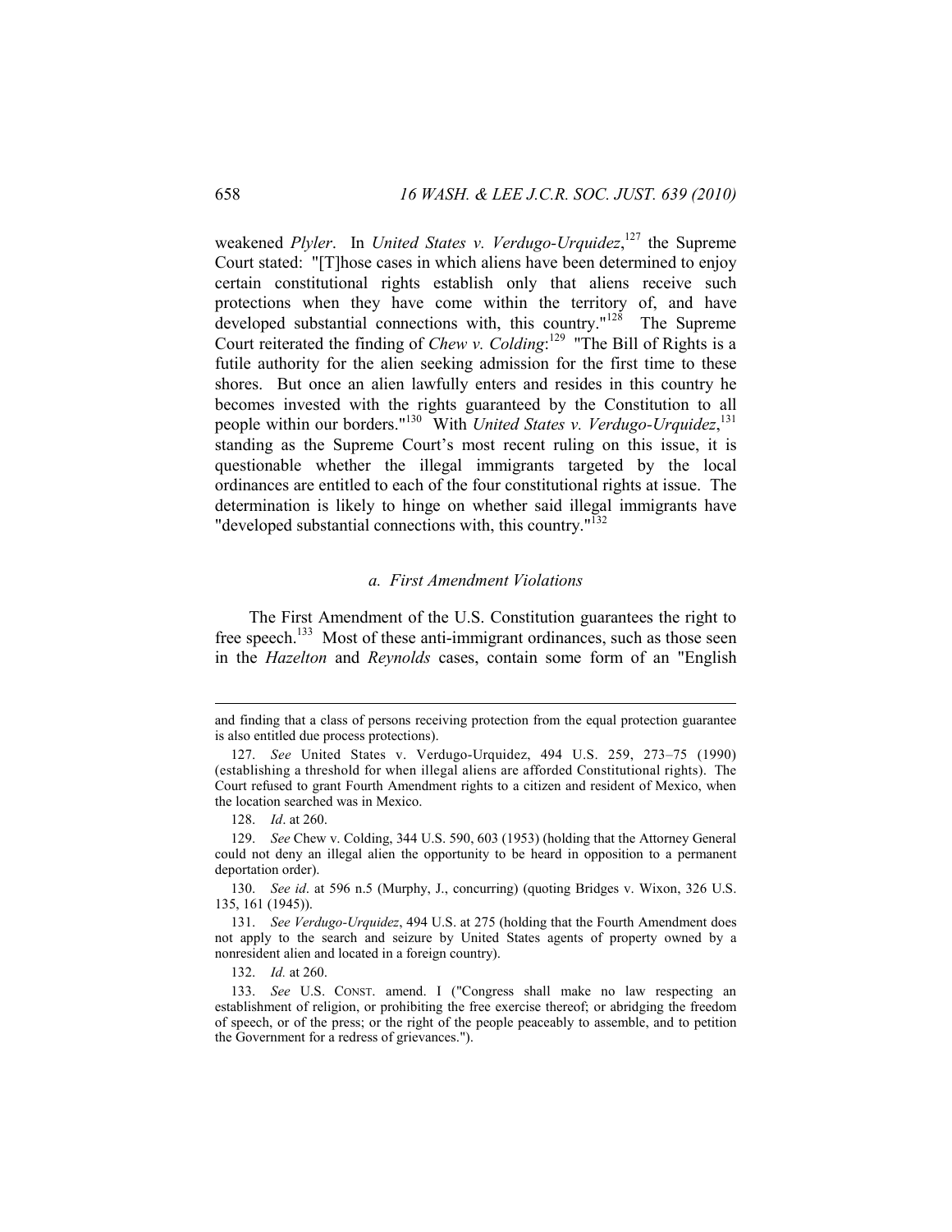weakened *Plyler*. In *United States v. Verdugo-Urquidez*,[127] the Supreme Court stated: "[T]hose cases in which aliens have been determined to enjoy certain constitutional rights establish only that aliens receive such protections when they have come within the territory of, and have developed substantial connections with, this country."[128] The Supreme Court reiterated the finding of *Chew v. Colding*:[129] "The Bill of Rights is a futile authority for the alien seeking admission for the first time to these shores. But once an alien lawfully enters and resides in this country he becomes invested with the rights guaranteed by the Constitution to all people within our borders."[130] With *United States v. Verdugo-Urquidez*,[131] standing as the Supreme Court's most recent ruling on this issue, it is questionable whether the illegal immigrants targeted by the local ordinances are entitled to each of the four constitutional rights at issue. The determination is likely to hinge on whether said illegal immigrants have "developed substantial connections with, this country."[132]

### *a. First Amendment Violations*

The First Amendment of the U.S. Constitution guarantees the right to free speech.[133] Most of these anti-immigrant ordinances, such as those seen in the *Hazelton* and *Reynolds* cases, contain some form of an "English

---

and finding that a class of persons receiving protection from the equal protection guarantee is also entitled due process protections).

127. *See* United States v. Verdugo-Urquidez, 494 U.S. 259, 273–75 (1990) (establishing a threshold for when illegal aliens are afforded Constitutional rights). The Court refused to grant Fourth Amendment rights to a citizen and resident of Mexico, when the location searched was in Mexico.

128. *Id*. at 260.

129. *See* Chew v. Colding, 344 U.S. 590, 603 (1953) (holding that the Attorney General could not deny an illegal alien the opportunity to be heard in opposition to a permanent deportation order).

130. *See id*. at 596 n.5 (Murphy, J., concurring) (quoting Bridges v. Wixon, 326 U.S. 135, 161 (1945)).

131. *See Verdugo-Urquidez*, 494 U.S. at 275 (holding that the Fourth Amendment does not apply to the search and seizure by United States agents of property owned by a nonresident alien and located in a foreign country).

132. *Id.* at 260.

133. *See* U.S. CONST. amend. I ("Congress shall make no law respecting an establishment of religion, or prohibiting the free exercise thereof; or abridging the freedom of speech, or of the press; or the right of the people peaceably to assemble, and to petition the Government for a redress of grievances.").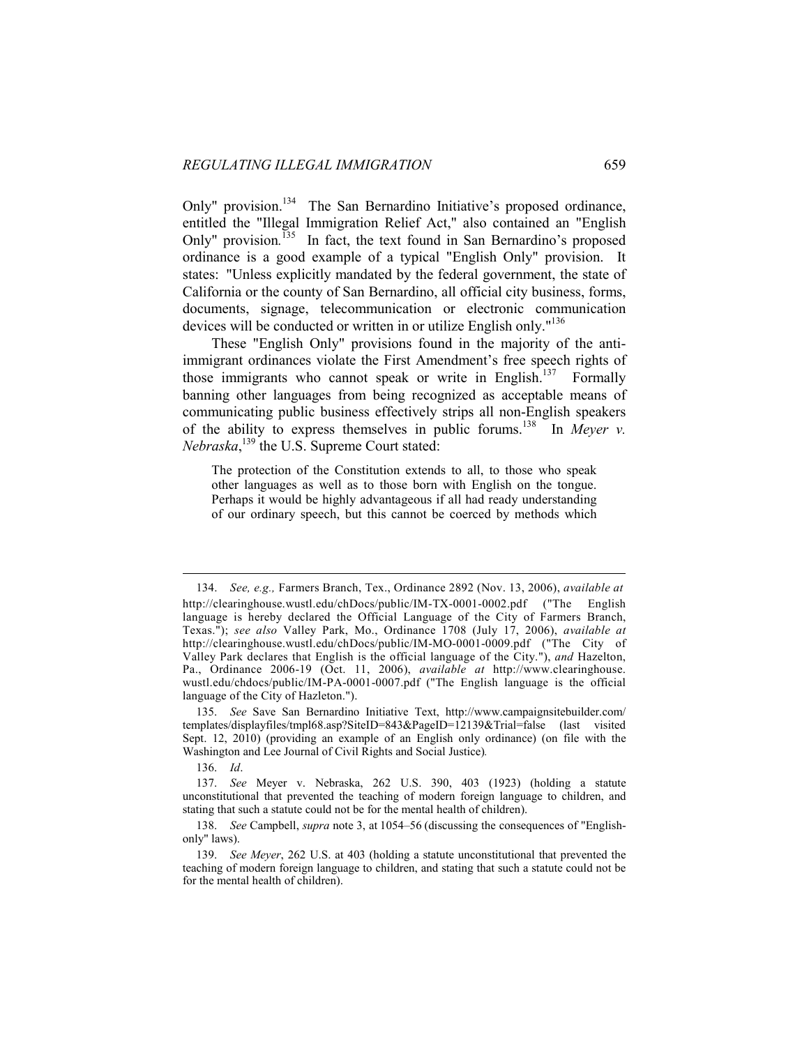Only" provision.[134] The San Bernardino Initiative's proposed ordinance, entitled the "Illegal Immigration Relief Act," also contained an "English Only" provision.[135] In fact, the text found in San Bernardino's proposed ordinance is a good example of a typical "English Only" provision. It states: "Unless explicitly mandated by the federal government, the state of California or the county of San Bernardino, all official city business, forms, documents, signage, telecommunication or electronic communication devices will be conducted or written in or utilize English only."[136]

These "English Only" provisions found in the majority of the anti-immigrant ordinances violate the First Amendment's free speech rights of those immigrants who cannot speak or write in English.[137] Formally banning other languages from being recognized as acceptable means of communicating public business effectively strips all non-English speakers of the ability to express themselves in public forums.[138] In *Meyer v. Nebraska*,[139] the U.S. Supreme Court stated:

> The protection of the Constitution extends to all, to those who speak other languages as well as to those born with English on the tongue. Perhaps it would be highly advantageous if all had ready understanding of our ordinary speech, but this cannot be coerced by methods which

---

134. *See, e.g.,* Farmers Branch, Tex., Ordinance 2892 (Nov. 13, 2006), *available at* http://clearinghouse.wustl.edu/chDocs/public/IM-TX-0001-0002.pdf ("The English language is hereby declared the Official Language of the City of Farmers Branch, Texas."); *see also* Valley Park, Mo., Ordinance 1708 (July 17, 2006), *available at* http://clearinghouse.wustl.edu/chDocs/public/IM-MO-0001-0009.pdf ("The City of Valley Park declares that English is the official language of the City."), *and* Hazelton, Pa., Ordinance 2006-19 (Oct. 11, 2006), *available at* http://www.clearinghouse.wustl.edu/chdocs/public/IM-PA-0001-0007.pdf ("The English language is the official language of the City of Hazleton.").

135. *See* Save San Bernardino Initiative Text, http://www.campaignsitebuilder.com/templates/displayfiles/tmpl68.asp?SiteID=843&PageID=12139&Trial=false (last visited Sept. 12, 2010) (providing an example of an English only ordinance) (on file with the Washington and Lee Journal of Civil Rights and Social Justice).

136. *Id*.

137. *See* Meyer v. Nebraska, 262 U.S. 390, 403 (1923) (holding a statute unconstitutional that prevented the teaching of modern foreign language to children, and stating that such a statute could not be for the mental health of children).

138. *See* Campbell, *supra* note 3, at 1054–56 (discussing the consequences of "English-only" laws).

139. *See Meyer*, 262 U.S. at 403 (holding a statute unconstitutional that prevented the teaching of modern foreign language to children, and stating that such a statute could not be for the mental health of children).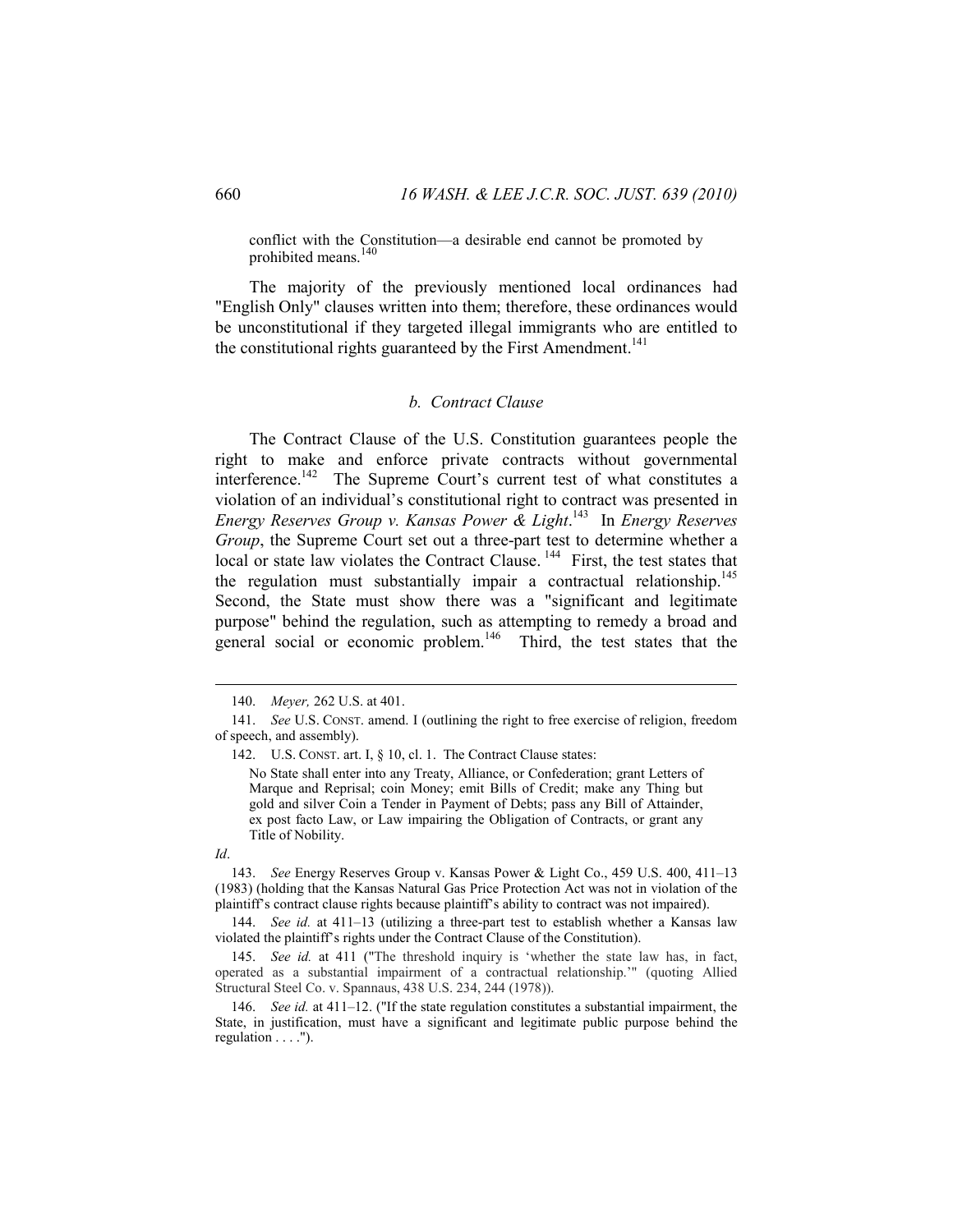conflict with the Constitution—a desirable end cannot be promoted by prohibited means.[140]

The majority of the previously mentioned local ordinances had "English Only" clauses written into them; therefore, these ordinances would be unconstitutional if they targeted illegal immigrants who are entitled to the constitutional rights guaranteed by the First Amendment.[141]

#### *b. Contract Clause*

The Contract Clause of the U.S. Constitution guarantees people the right to make and enforce private contracts without governmental interference.[142] The Supreme Court's current test of what constitutes a violation of an individual's constitutional right to contract was presented in *Energy Reserves Group v. Kansas Power & Light*.[143] In *Energy Reserves Group*, the Supreme Court set out a three-part test to determine whether a local or state law violates the Contract Clause.[144] First, the test states that the regulation must substantially impair a contractual relationship.[145] Second, the State must show there was a "significant and legitimate purpose" behind the regulation, such as attempting to remedy a broad and general social or economic problem.[146] Third, the test states that the

---

140. *Meyer,* 262 U.S. at 401.

141. *See* U.S. CONST. amend. I (outlining the right to free exercise of religion, freedom of speech, and assembly).

142. U.S. CONST. art. I, § 10, cl. 1. The Contract Clause states:

> No State shall enter into any Treaty, Alliance, or Confederation; grant Letters of Marque and Reprisal; coin Money; emit Bills of Credit; make any Thing but gold and silver Coin a Tender in Payment of Debts; pass any Bill of Attainder, ex post facto Law, or Law impairing the Obligation of Contracts, or grant any Title of Nobility.

*Id*.

143. *See* Energy Reserves Group v. Kansas Power & Light Co., 459 U.S. 400, 411–13 (1983) (holding that the Kansas Natural Gas Price Protection Act was not in violation of the plaintiff's contract clause rights because plaintiff's ability to contract was not impaired).

144. *See id.* at 411–13 (utilizing a three-part test to establish whether a Kansas law violated the plaintiff's rights under the Contract Clause of the Constitution).

145. *See id.* at 411 ("The threshold inquiry is 'whether the state law has, in fact, operated as a substantial impairment of a contractual relationship.'" (quoting Allied Structural Steel Co. v. Spannaus, 438 U.S. 234, 244 (1978)).

146. *See id.* at 411–12. ("If the state regulation constitutes a substantial impairment, the State, in justification, must have a significant and legitimate public purpose behind the regulation . . . .").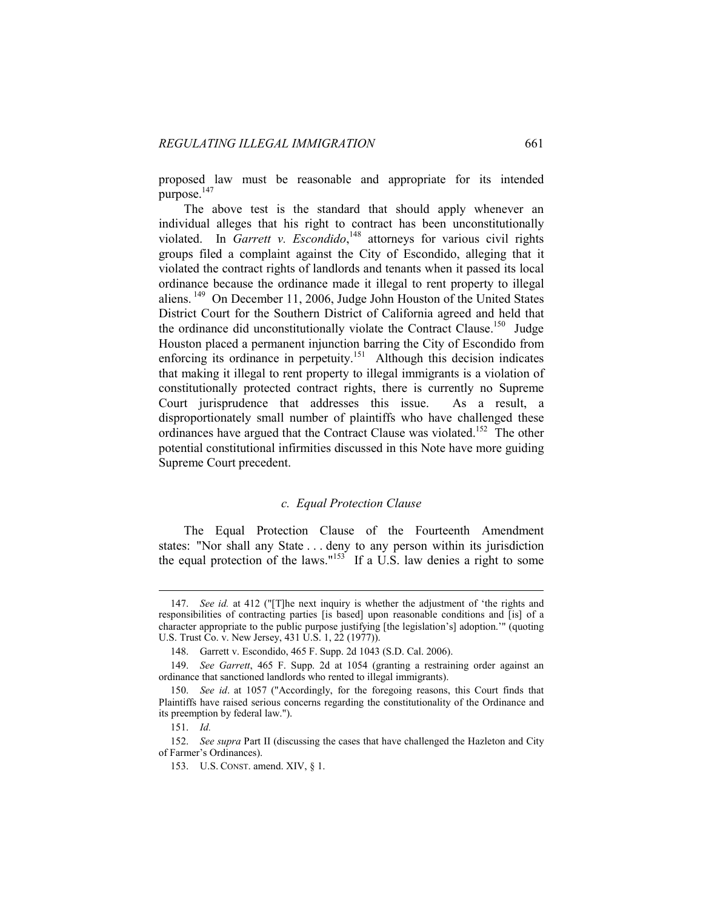proposed law must be reasonable and appropriate for its intended purpose.[147]

The above test is the standard that should apply whenever an individual alleges that his right to contract has been unconstitutionally violated. In *Garrett v. Escondido*,[148] attorneys for various civil rights groups filed a complaint against the City of Escondido, alleging that it violated the contract rights of landlords and tenants when it passed its local ordinance because the ordinance made it illegal to rent property to illegal aliens.[149] On December 11, 2006, Judge John Houston of the United States District Court for the Southern District of California agreed and held that the ordinance did unconstitutionally violate the Contract Clause.[150] Judge Houston placed a permanent injunction barring the City of Escondido from enforcing its ordinance in perpetuity.[151] Although this decision indicates that making it illegal to rent property to illegal immigrants is a violation of constitutionally protected contract rights, there is currently no Supreme Court jurisprudence that addresses this issue. As a result, a disproportionately small number of plaintiffs who have challenged these ordinances have argued that the Contract Clause was violated.[152] The other potential constitutional infirmities discussed in this Note have more guiding Supreme Court precedent.

### *c. Equal Protection Clause*

The Equal Protection Clause of the Fourteenth Amendment states: "Nor shall any State . . . deny to any person within its jurisdiction the equal protection of the laws."[153] If a U.S. law denies a right to some

---

147. *See id.* at 412 ("[T]he next inquiry is whether the adjustment of 'the rights and responsibilities of contracting parties [is based] upon reasonable conditions and [is] of a character appropriate to the public purpose justifying [the legislation's] adoption.'" (quoting U.S. Trust Co. v. New Jersey, 431 U.S. 1, 22 (1977)).

148. Garrett v. Escondido, 465 F. Supp. 2d 1043 (S.D. Cal. 2006).

149. *See Garrett*, 465 F. Supp. 2d at 1054 (granting a restraining order against an ordinance that sanctioned landlords who rented to illegal immigrants).

150. *See id*. at 1057 ("Accordingly, for the foregoing reasons, this Court finds that Plaintiffs have raised serious concerns regarding the constitutionality of the Ordinance and its preemption by federal law.").

151. *Id.*

152. *See supra* Part II (discussing the cases that have challenged the Hazleton and City of Farmer's Ordinances).

153. U.S. CONST. amend. XIV, § 1.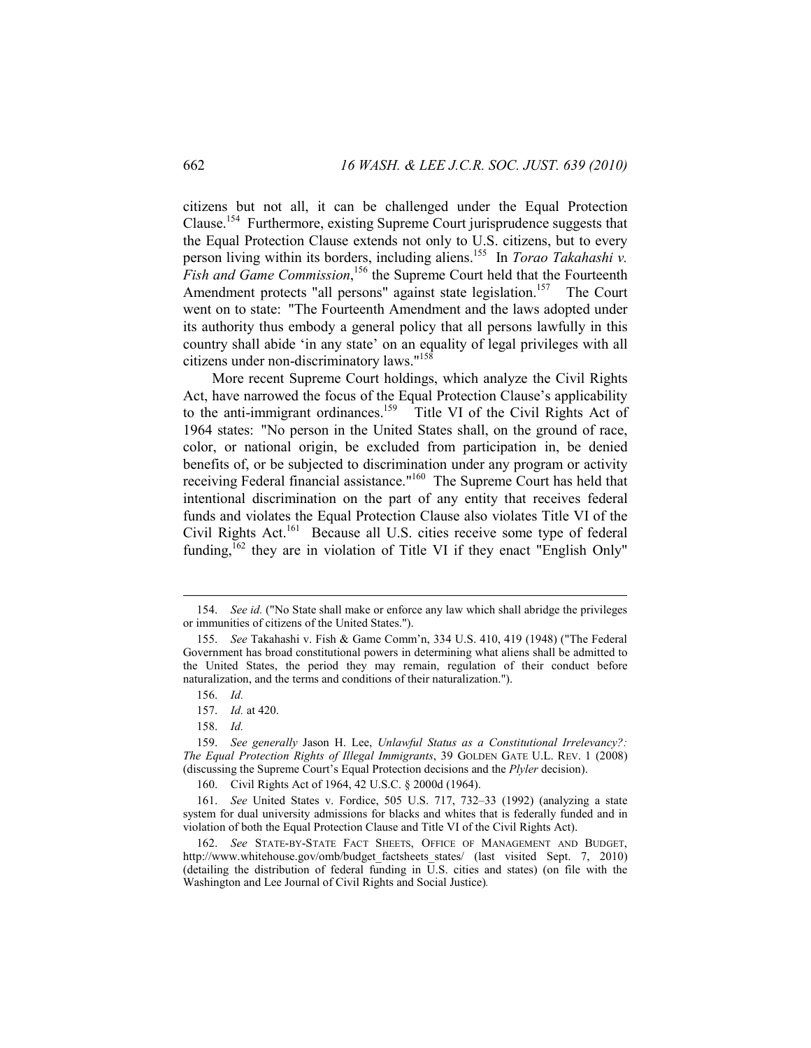citizens but not all, it can be challenged under the Equal Protection Clause.[154] Furthermore, existing Supreme Court jurisprudence suggests that the Equal Protection Clause extends not only to U.S. citizens, but to every person living within its borders, including aliens.[155] In *Torao Takahashi v. Fish and Game Commission*,[156] the Supreme Court held that the Fourteenth Amendment protects "all persons" against state legislation.[157] The Court went on to state: "The Fourteenth Amendment and the laws adopted under its authority thus embody a general policy that all persons lawfully in this country shall abide 'in any state' on an equality of legal privileges with all citizens under non-discriminatory laws."[158]

More recent Supreme Court holdings, which analyze the Civil Rights Act, have narrowed the focus of the Equal Protection Clause's applicability to the anti-immigrant ordinances.[159] Title VI of the Civil Rights Act of 1964 states: "No person in the United States shall, on the ground of race, color, or national origin, be excluded from participation in, be denied benefits of, or be subjected to discrimination under any program or activity receiving Federal financial assistance."[160] The Supreme Court has held that intentional discrimination on the part of any entity that receives federal funds and violates the Equal Protection Clause also violates Title VI of the Civil Rights Act.[161] Because all U.S. cities receive some type of federal funding,[162] they are in violation of Title VI if they enact "English Only"

---

154. *See id.* ("No State shall make or enforce any law which shall abridge the privileges or immunities of citizens of the United States.").

155. *See* Takahashi v. Fish & Game Comm'n, 334 U.S. 410, 419 (1948) ("The Federal Government has broad constitutional powers in determining what aliens shall be admitted to the United States, the period they may remain, regulation of their conduct before naturalization, and the terms and conditions of their naturalization.").

156. *Id.*

157. *Id.* at 420.

158. *Id.*

159. *See generally* Jason H. Lee, *Unlawful Status as a Constitutional Irrelevancy?: The Equal Protection Rights of Illegal Immigrants*, 39 GOLDEN GATE U.L. REV. 1 (2008) (discussing the Supreme Court's Equal Protection decisions and the *Plyler* decision).

160. Civil Rights Act of 1964, 42 U.S.C. § 2000d (1964).

161. *See* United States v. Fordice, 505 U.S. 717, 732–33 (1992) (analyzing a state system for dual university admissions for blacks and whites that is federally funded and in violation of both the Equal Protection Clause and Title VI of the Civil Rights Act).

162. *See* STATE-BY-STATE FACT SHEETS, OFFICE OF MANAGEMENT AND BUDGET, http://www.whitehouse.gov/omb/budget_factsheets_states/ (last visited Sept. 7, 2010) (detailing the distribution of federal funding in U.S. cities and states) (on file with the Washington and Lee Journal of Civil Rights and Social Justice).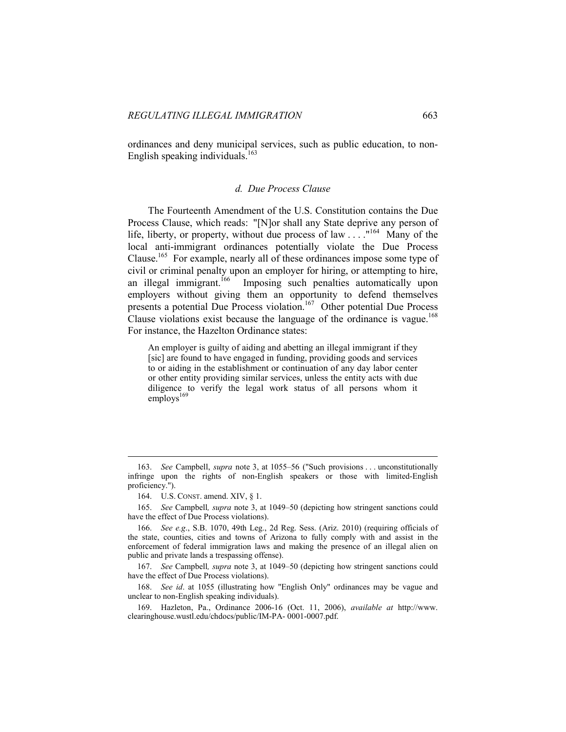ordinances and deny municipal services, such as public education, to non-English speaking individuals.[163]

### *d. Due Process Clause*

The Fourteenth Amendment of the U.S. Constitution contains the Due Process Clause, which reads: "[N]or shall any State deprive any person of life, liberty, or property, without due process of law . . . ."[164] Many of the local anti-immigrant ordinances potentially violate the Due Process Clause.[165] For example, nearly all of these ordinances impose some type of civil or criminal penalty upon an employer for hiring, or attempting to hire, an illegal immigrant.[166] Imposing such penalties automatically upon employers without giving them an opportunity to defend themselves presents a potential Due Process violation.[167] Other potential Due Process Clause violations exist because the language of the ordinance is vague.[168] For instance, the Hazelton Ordinance states:

> An employer is guilty of aiding and abetting an illegal immigrant if they [sic] are found to have engaged in funding, providing goods and services to or aiding in the establishment or continuation of any day labor center or other entity providing similar services, unless the entity acts with due diligence to verify the legal work status of all persons whom it employs[169]

---

163. *See* Campbell, *supra* note 3, at 1055–56 ("Such provisions . . . unconstitutionally infringe upon the rights of non-English speakers or those with limited-English proficiency.").

164. U.S. CONST. amend. XIV, § 1.

165. *See* Campbell*, supra* note 3, at 1049–50 (depicting how stringent sanctions could have the effect of Due Process violations).

166. *See e.g*., S.B. 1070, 49th Leg., 2d Reg. Sess. (Ariz. 2010) (requiring officials of the state, counties, cities and towns of Arizona to fully comply with and assist in the enforcement of federal immigration laws and making the presence of an illegal alien on public and private lands a trespassing offense).

167. *See* Campbell*, supra* note 3, at 1049–50 (depicting how stringent sanctions could have the effect of Due Process violations).

168. *See id*. at 1055 (illustrating how "English Only" ordinances may be vague and unclear to non-English speaking individuals).

169. Hazleton, Pa., Ordinance 2006-16 (Oct. 11, 2006), *available at* http://www.clearinghouse.wustl.edu/chdocs/public/IM-PA- 0001-0007.pdf.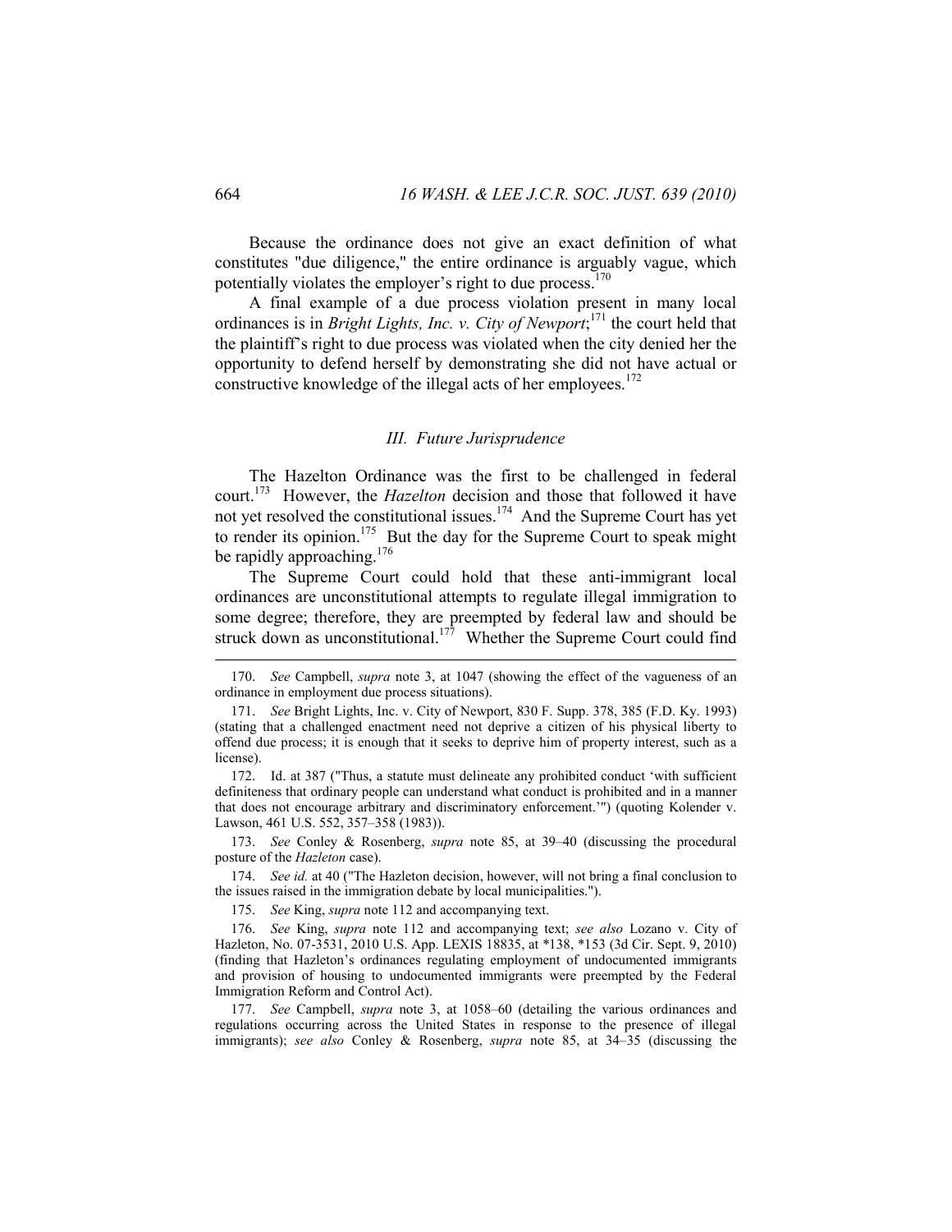Because the ordinance does not give an exact definition of what constitutes "due diligence," the entire ordinance is arguably vague, which potentially violates the employer's right to due process.[170]

A final example of a due process violation present in many local ordinances is in *Bright Lights, Inc. v. City of Newport*;[171] the court held that the plaintiff's right to due process was violated when the city denied her the opportunity to defend herself by demonstrating she did not have actual or constructive knowledge of the illegal acts of her employees.[172]

### *III. Future Jurisprudence*

The Hazelton Ordinance was the first to be challenged in federal court.[173] However, the *Hazelton* decision and those that followed it have not yet resolved the constitutional issues.[174] And the Supreme Court has yet to render its opinion.[175] But the day for the Supreme Court to speak might be rapidly approaching.[176]

The Supreme Court could hold that these anti-immigrant local ordinances are unconstitutional attempts to regulate illegal immigration to some degree; therefore, they are preempted by federal law and should be struck down as unconstitutional.[177] Whether the Supreme Court could find

---

170. *See* Campbell, *supra* note 3, at 1047 (showing the effect of the vagueness of an ordinance in employment due process situations).

171. *See* Bright Lights, Inc. v. City of Newport, 830 F. Supp. 378, 385 (F.D. Ky. 1993) (stating that a challenged enactment need not deprive a citizen of his physical liberty to offend due process; it is enough that it seeks to deprive him of property interest, such as a license).

172. Id. at 387 ("Thus, a statute must delineate any prohibited conduct 'with sufficient definiteness that ordinary people can understand what conduct is prohibited and in a manner that does not encourage arbitrary and discriminatory enforcement.'") (quoting Kolender v. Lawson, 461 U.S. 552, 357–358 (1983)).

173. *See* Conley & Rosenberg, *supra* note 85, at 39–40 (discussing the procedural posture of the *Hazleton* case).

174. *See id.* at 40 ("The Hazleton decision, however, will not bring a final conclusion to the issues raised in the immigration debate by local municipalities.").

175. *See* King, *supra* note 112 and accompanying text.

176. *See* King, *supra* note 112 and accompanying text; *see also* Lozano v. City of Hazleton, No. 07-3531, 2010 U.S. App. LEXIS 18835, at *138, *153 (3d Cir. Sept. 9, 2010) (finding that Hazleton's ordinances regulating employment of undocumented immigrants and provision of housing to undocumented immigrants were preempted by the Federal Immigration Reform and Control Act).

177. *See* Campbell, *supra* note 3, at 1058–60 (detailing the various ordinances and regulations occurring across the United States in response to the presence of illegal immigrants); *see also* Conley & Rosenberg, *supra* note 85, at 34–35 (discussing the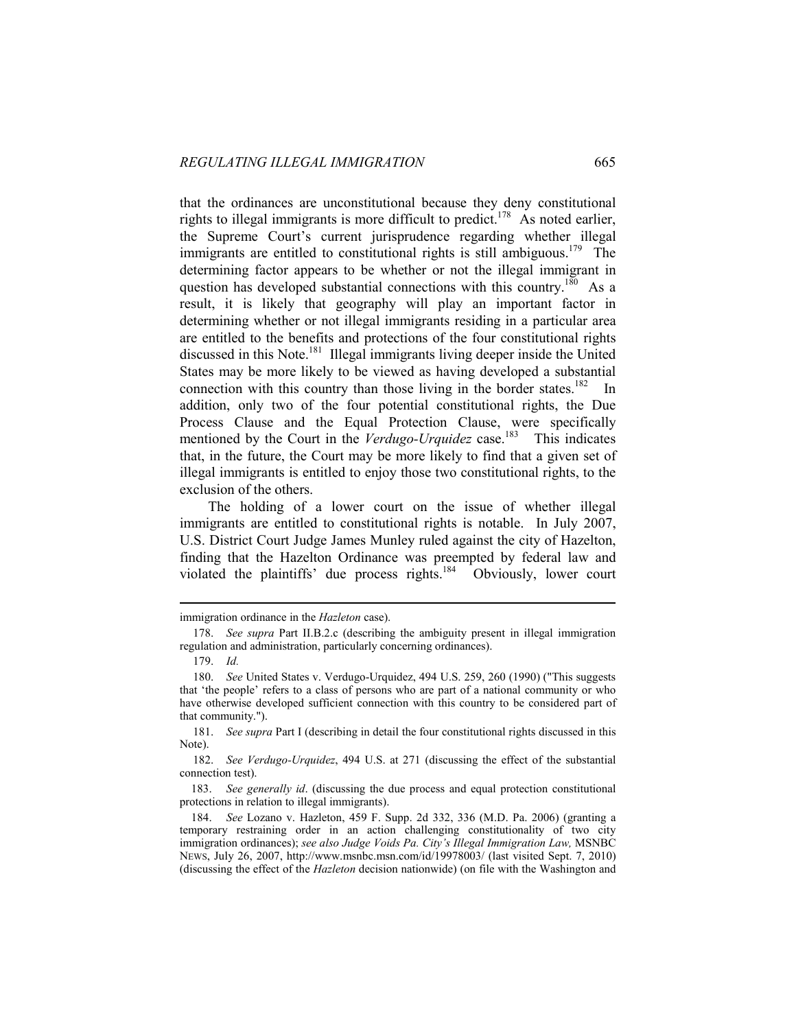that the ordinances are unconstitutional because they deny constitutional rights to illegal immigrants is more difficult to predict.[178] As noted earlier, the Supreme Court's current jurisprudence regarding whether illegal immigrants are entitled to constitutional rights is still ambiguous.[179] The determining factor appears to be whether or not the illegal immigrant in question has developed substantial connections with this country.[180] As a result, it is likely that geography will play an important factor in determining whether or not illegal immigrants residing in a particular area are entitled to the benefits and protections of the four constitutional rights discussed in this Note.[181] Illegal immigrants living deeper inside the United States may be more likely to be viewed as having developed a substantial connection with this country than those living in the border states.[182] In addition, only two of the four potential constitutional rights, the Due Process Clause and the Equal Protection Clause, were specifically mentioned by the Court in the *Verdugo-Urquidez* case.[183] This indicates that, in the future, the Court may be more likely to find that a given set of illegal immigrants is entitled to enjoy those two constitutional rights, to the exclusion of the others.

The holding of a lower court on the issue of whether illegal immigrants are entitled to constitutional rights is notable. In July 2007, U.S. District Court Judge James Munley ruled against the city of Hazelton, finding that the Hazelton Ordinance was preempted by federal law and violated the plaintiffs' due process rights.[184] Obviously, lower court

---

immigration ordinance in the *Hazleton* case).

178. *See supra* Part II.B.2.c (describing the ambiguity present in illegal immigration regulation and administration, particularly concerning ordinances).

179. *Id.*

180. *See* United States v. Verdugo-Urquidez, 494 U.S. 259, 260 (1990) ("This suggests that 'the people' refers to a class of persons who are part of a national community or who have otherwise developed sufficient connection with this country to be considered part of that community.").

181. *See supra* Part I (describing in detail the four constitutional rights discussed in this Note).

182. *See Verdugo-Urquidez*, 494 U.S. at 271 (discussing the effect of the substantial connection test).

183. *See generally id*. (discussing the due process and equal protection constitutional protections in relation to illegal immigrants).

184. *See* Lozano v. Hazleton, 459 F. Supp. 2d 332, 336 (M.D. Pa. 2006) (granting a temporary restraining order in an action challenging constitutionality of two city immigration ordinances); *see also Judge Voids Pa. City's Illegal Immigration Law,* MSNBC NEWS, July 26, 2007, http://www.msnbc.msn.com/id/19978003/ (last visited Sept. 7, 2010) (discussing the effect of the *Hazleton* decision nationwide) (on file with the Washington and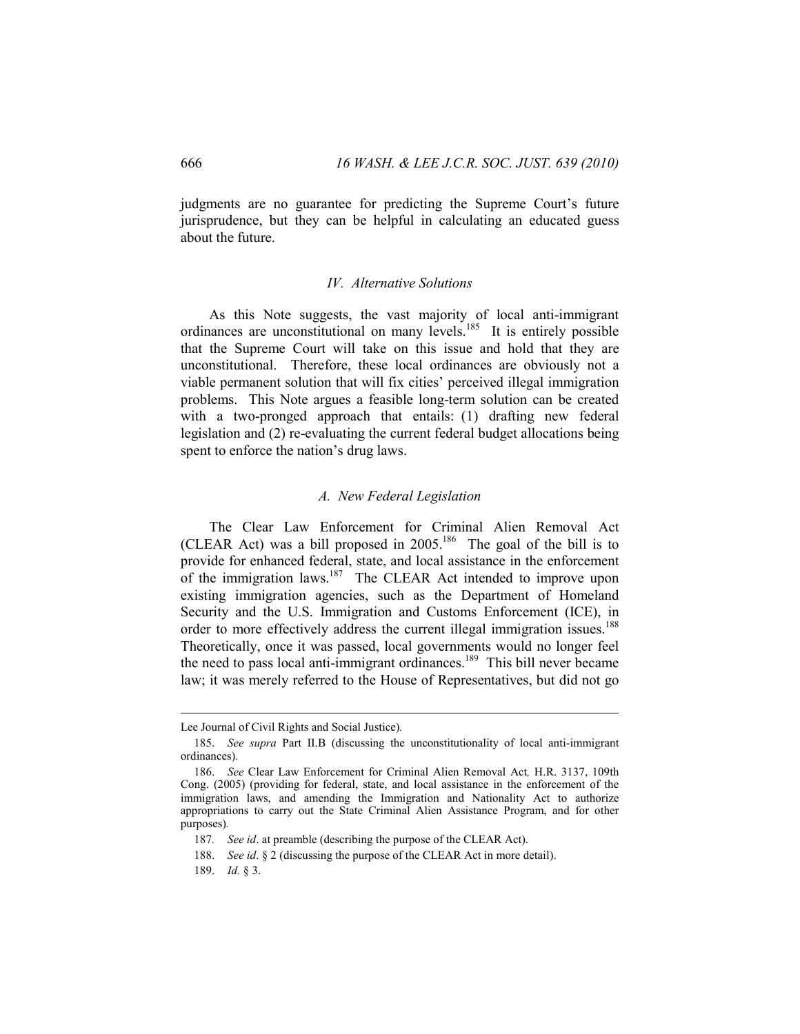judgments are no guarantee for predicting the Supreme Court's future jurisprudence, but they can be helpful in calculating an educated guess about the future.

### *IV. Alternative Solutions*

As this Note suggests, the vast majority of local anti-immigrant ordinances are unconstitutional on many levels.[185] It is entirely possible that the Supreme Court will take on this issue and hold that they are unconstitutional. Therefore, these local ordinances are obviously not a viable permanent solution that will fix cities' perceived illegal immigration problems. This Note argues a feasible long-term solution can be created with a two-pronged approach that entails: (1) drafting new federal legislation and (2) re-evaluating the current federal budget allocations being spent to enforce the nation's drug laws.

#### *A. New Federal Legislation*

The Clear Law Enforcement for Criminal Alien Removal Act (CLEAR Act) was a bill proposed in 2005.[186] The goal of the bill is to provide for enhanced federal, state, and local assistance in the enforcement of the immigration laws.[187] The CLEAR Act intended to improve upon existing immigration agencies, such as the Department of Homeland Security and the U.S. Immigration and Customs Enforcement (ICE), in order to more effectively address the current illegal immigration issues.[188] Theoretically, once it was passed, local governments would no longer feel the need to pass local anti-immigrant ordinances.[189] This bill never became law; it was merely referred to the House of Representatives, but did not go

---

Lee Journal of Civil Rights and Social Justice).

185. *See supra* Part II.B (discussing the unconstitutionality of local anti-immigrant ordinances).

186. *See* Clear Law Enforcement for Criminal Alien Removal Act, H.R. 3137, 109th Cong. (2005) (providing for federal, state, and local assistance in the enforcement of the immigration laws, and amending the Immigration and Nationality Act to authorize appropriations to carry out the State Criminal Alien Assistance Program, and for other purposes).

187. *See id*. at preamble (describing the purpose of the CLEAR Act).

188. *See id*. § 2 (discussing the purpose of the CLEAR Act in more detail).

189. *Id.* § 3.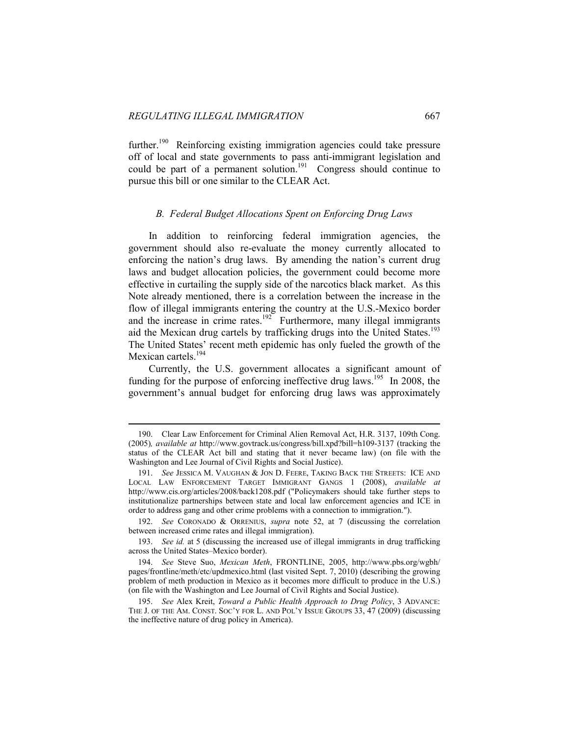further.[190] Reinforcing existing immigration agencies could take pressure off of local and state governments to pass anti-immigrant legislation and could be part of a permanent solution.[191] Congress should continue to pursue this bill or one similar to the CLEAR Act.

### *B. Federal Budget Allocations Spent on Enforcing Drug Laws*

In addition to reinforcing federal immigration agencies, the government should also re-evaluate the money currently allocated to enforcing the nation's drug laws. By amending the nation's current drug laws and budget allocation policies, the government could become more effective in curtailing the supply side of the narcotics black market. As this Note already mentioned, there is a correlation between the increase in the flow of illegal immigrants entering the country at the U.S.-Mexico border and the increase in crime rates.[192] Furthermore, many illegal immigrants aid the Mexican drug cartels by trafficking drugs into the United States.[193] The United States' recent meth epidemic has only fueled the growth of the Mexican cartels.[194]

Currently, the U.S. government allocates a significant amount of funding for the purpose of enforcing ineffective drug laws.[195] In 2008, the government's annual budget for enforcing drug laws was approximately

---

190. Clear Law Enforcement for Criminal Alien Removal Act, H.R. 3137, 109th Cong. (2005)*, available at* http://www.govtrack.us/congress/bill.xpd?bill=h109-3137 (tracking the status of the CLEAR Act bill and stating that it never became law) (on file with the Washington and Lee Journal of Civil Rights and Social Justice).

191. *See* JESSICA M. VAUGHAN & JON D. FEERE, TAKING BACK THE STREETS: ICE AND LOCAL LAW ENFORCEMENT TARGET IMMIGRANT GANGS 1 (2008), *available at* http://www.cis.org/articles/2008/back1208.pdf ("Policymakers should take further steps to institutionalize partnerships between state and local law enforcement agencies and ICE in order to address gang and other crime problems with a connection to immigration.").

192. *See* CORONADO & ORRENIUS, *supra* note 52, at 7 (discussing the correlation between increased crime rates and illegal immigration).

193. *See id.* at 5 (discussing the increased use of illegal immigrants in drug trafficking across the United States–Mexico border).

194. *See* Steve Suo, *Mexican Meth*, FRONTLINE, 2005, http://www.pbs.org/wgbh/pages/frontline/meth/etc/updmexico.html (last visited Sept. 7, 2010) (describing the growing problem of meth production in Mexico as it becomes more difficult to produce in the U.S.) (on file with the Washington and Lee Journal of Civil Rights and Social Justice).

195. *See* Alex Kreit, *Toward a Public Health Approach to Drug Policy*, 3 ADVANCE: THE J. OF THE AM. CONST. SOC'Y FOR L. AND POL'Y ISSUE GROUPS 33, 47 (2009) (discussing the ineffective nature of drug policy in America).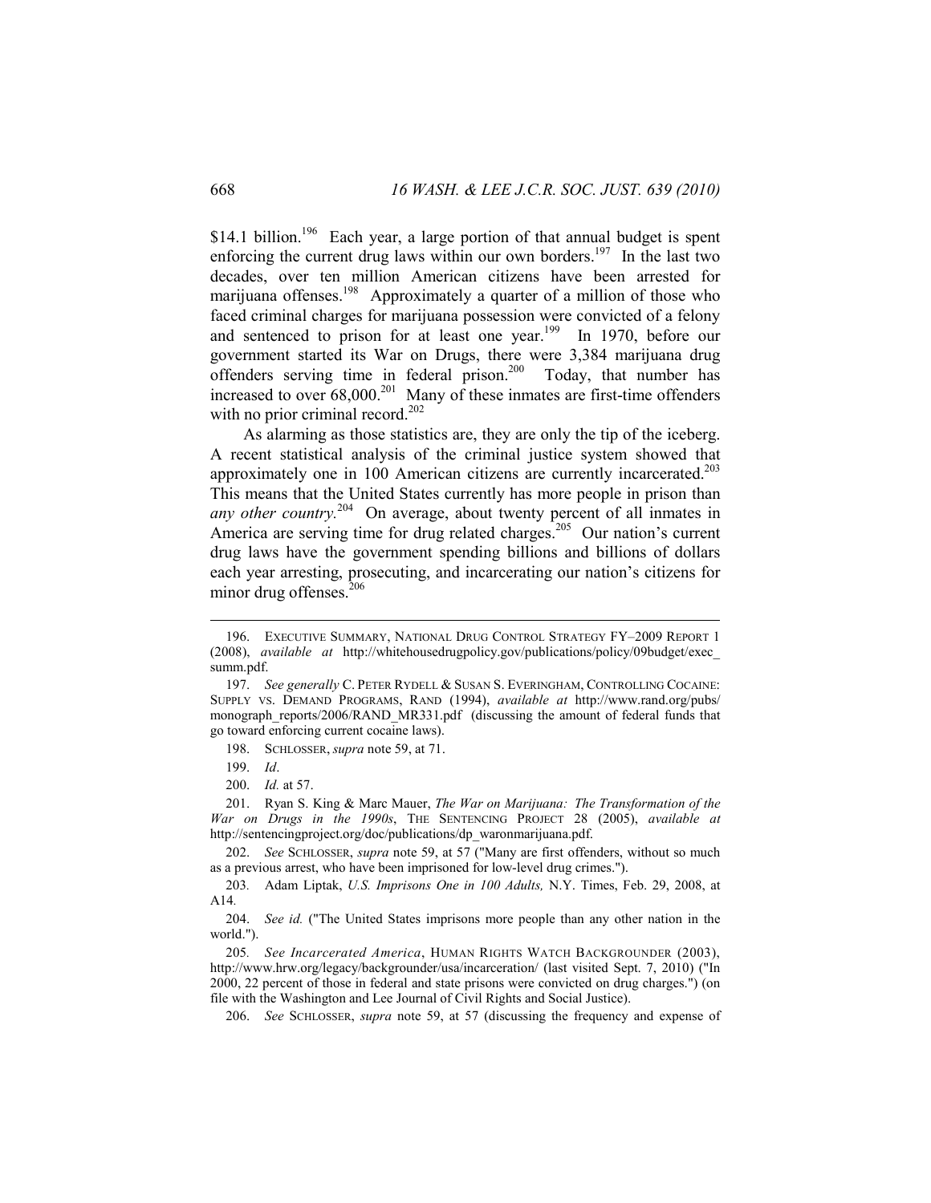$14.1 billion.[196] Each year, a large portion of that annual budget is spent enforcing the current drug laws within our own borders.[197] In the last two decades, over ten million American citizens have been arrested for marijuana offenses.[198] Approximately a quarter of a million of those who faced criminal charges for marijuana possession were convicted of a felony and sentenced to prison for at least one year.[199] In 1970, before our government started its War on Drugs, there were 3,384 marijuana drug offenders serving time in federal prison.[200] Today, that number has increased to over 68,000.[201] Many of these inmates are first-time offenders with no prior criminal record.[202]

As alarming as those statistics are, they are only the tip of the iceberg. A recent statistical analysis of the criminal justice system showed that approximately one in 100 American citizens are currently incarcerated.[203] This means that the United States currently has more people in prison than *any other country.*[204] On average, about twenty percent of all inmates in America are serving time for drug related charges.[205] Our nation's current drug laws have the government spending billions and billions of dollars each year arresting, prosecuting, and incarcerating our nation's citizens for minor drug offenses.[206]

---

196. EXECUTIVE SUMMARY, NATIONAL DRUG CONTROL STRATEGY FY–2009 REPORT 1 (2008), *available at* http://whitehousedrugpolicy.gov/publications/policy/09budget/exec_summ.pdf.

197. *See generally* C. PETER RYDELL & SUSAN S. EVERINGHAM, CONTROLLING COCAINE: SUPPLY VS. DEMAND PROGRAMS, RAND (1994), *available at* http://www.rand.org/pubs/monograph_reports/2006/RAND_MR331.pdf (discussing the amount of federal funds that go toward enforcing current cocaine laws).

198. SCHLOSSER, *supra* note 59, at 71.

199. *Id*.

200. *Id.* at 57.

201. Ryan S. King & Marc Mauer, *The War on Marijuana: The Transformation of the War on Drugs in the 1990s*, THE SENTENCING PROJECT 28 (2005), *available at* http://sentencingproject.org/doc/publications/dp_waronmarijuana.pdf.

202. *See* SCHLOSSER, *supra* note 59, at 57 ("Many are first offenders, without so much as a previous arrest, who have been imprisoned for low-level drug crimes.").

203. Adam Liptak, *U.S. Imprisons One in 100 Adults,* N.Y. Times, Feb. 29, 2008, at A14.

204. *See id.* ("The United States imprisons more people than any other nation in the world.").

205. *See Incarcerated America*, HUMAN RIGHTS WATCH BACKGROUNDER (2003), http://www.hrw.org/legacy/backgrounder/usa/incarceration/ (last visited Sept. 7, 2010) ("In 2000, 22 percent of those in federal and state prisons were convicted on drug charges.") (on file with the Washington and Lee Journal of Civil Rights and Social Justice).

206. *See* SCHLOSSER, *supra* note 59, at 57 (discussing the frequency and expense of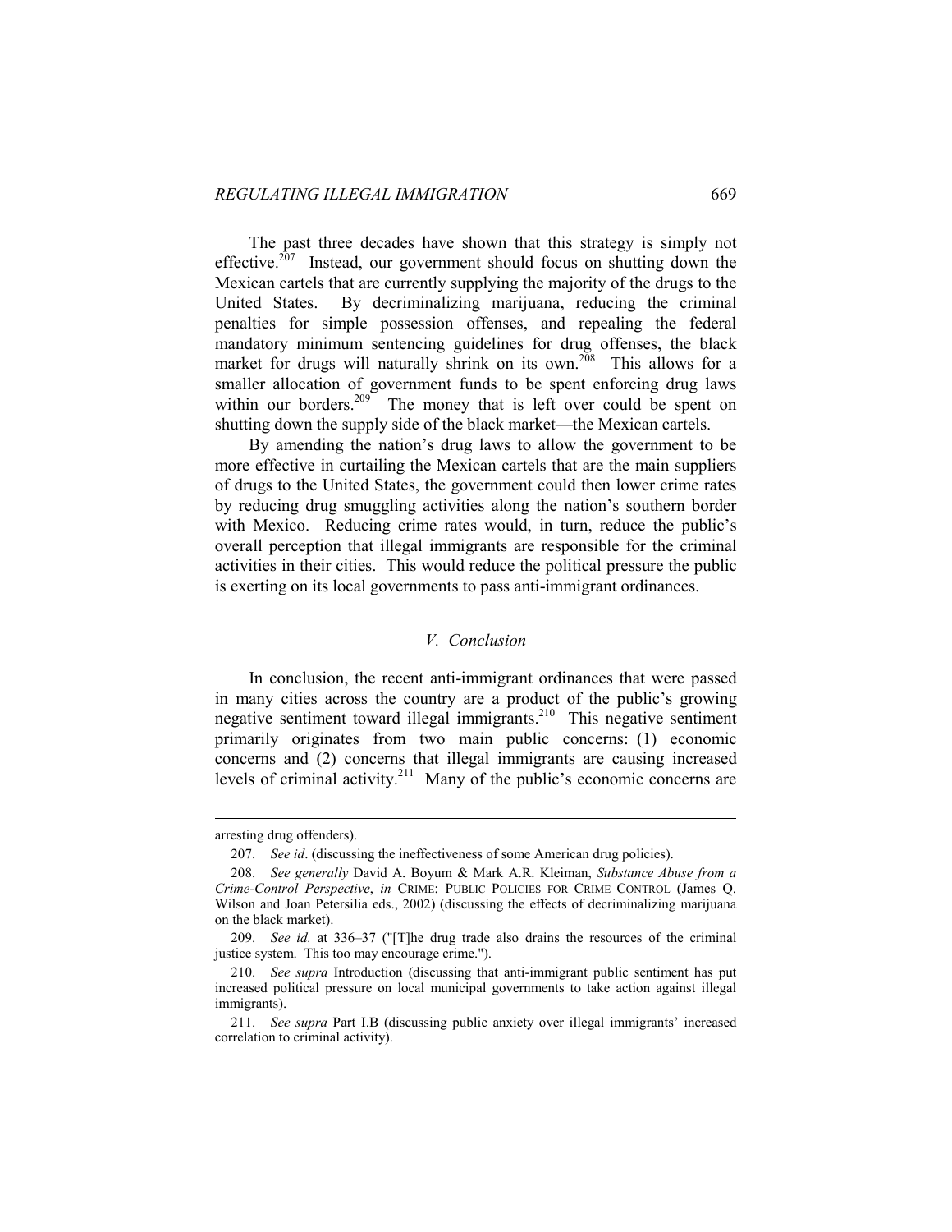The past three decades have shown that this strategy is simply not effective.[207] Instead, our government should focus on shutting down the Mexican cartels that are currently supplying the majority of the drugs to the United States. By decriminalizing marijuana, reducing the criminal penalties for simple possession offenses, and repealing the federal mandatory minimum sentencing guidelines for drug offenses, the black market for drugs will naturally shrink on its own.[208] This allows for a smaller allocation of government funds to be spent enforcing drug laws within our borders.[209] The money that is left over could be spent on shutting down the supply side of the black market—the Mexican cartels.

By amending the nation's drug laws to allow the government to be more effective in curtailing the Mexican cartels that are the main suppliers of drugs to the United States, the government could then lower crime rates by reducing drug smuggling activities along the nation's southern border with Mexico. Reducing crime rates would, in turn, reduce the public's overall perception that illegal immigrants are responsible for the criminal activities in their cities. This would reduce the political pressure the public is exerting on its local governments to pass anti-immigrant ordinances.

## *V. Conclusion*

In conclusion, the recent anti-immigrant ordinances that were passed in many cities across the country are a product of the public's growing negative sentiment toward illegal immigrants.[210] This negative sentiment primarily originates from two main public concerns: (1) economic concerns and (2) concerns that illegal immigrants are causing increased levels of criminal activity.[211] Many of the public's economic concerns are

---

arresting drug offenders).

207. *See id*. (discussing the ineffectiveness of some American drug policies).

208. *See generally* David A. Boyum & Mark A.R. Kleiman, *Substance Abuse from a Crime-Control Perspective*, *in* CRIME: PUBLIC POLICIES FOR CRIME CONTROL (James Q. Wilson and Joan Petersilia eds., 2002) (discussing the effects of decriminalizing marijuana on the black market).

209. *See id.* at 336–37 ("[T]he drug trade also drains the resources of the criminal justice system. This too may encourage crime.").

210. *See supra* Introduction (discussing that anti-immigrant public sentiment has put increased political pressure on local municipal governments to take action against illegal immigrants).

211. *See supra* Part I.B (discussing public anxiety over illegal immigrants' increased correlation to criminal activity).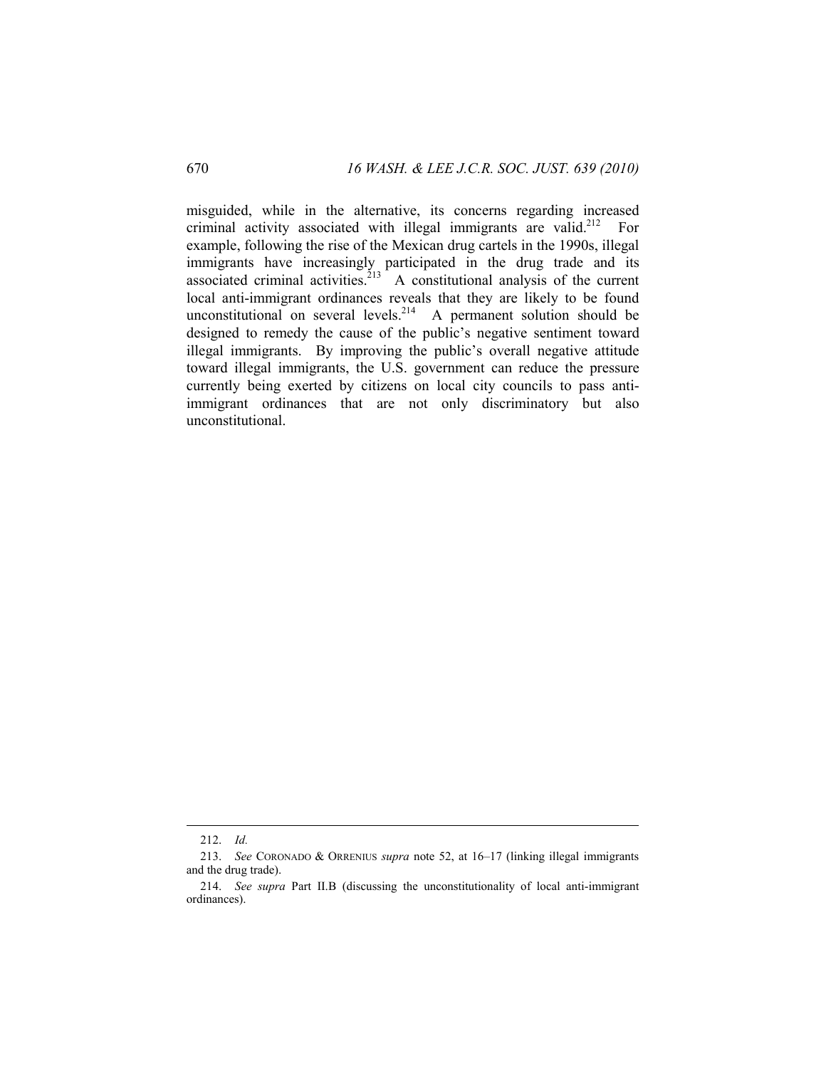misguided, while in the alternative, its concerns regarding increased criminal activity associated with illegal immigrants are valid.[212] For example, following the rise of the Mexican drug cartels in the 1990s, illegal immigrants have increasingly participated in the drug trade and its associated criminal activities.[213] A constitutional analysis of the current local anti-immigrant ordinances reveals that they are likely to be found unconstitutional on several levels.[214] A permanent solution should be designed to remedy the cause of the public's negative sentiment toward illegal immigrants. By improving the public's overall negative attitude toward illegal immigrants, the U.S. government can reduce the pressure currently being exerted by citizens on local city councils to pass anti-immigrant ordinances that are not only discriminatory but also unconstitutional.

---

212. *Id.*

213. *See* CORONADO & ORRENIUS *supra* note 52, at 16–17 (linking illegal immigrants and the drug trade).

214. *See supra* Part II.B (discussing the unconstitutionality of local anti-immigrant ordinances).